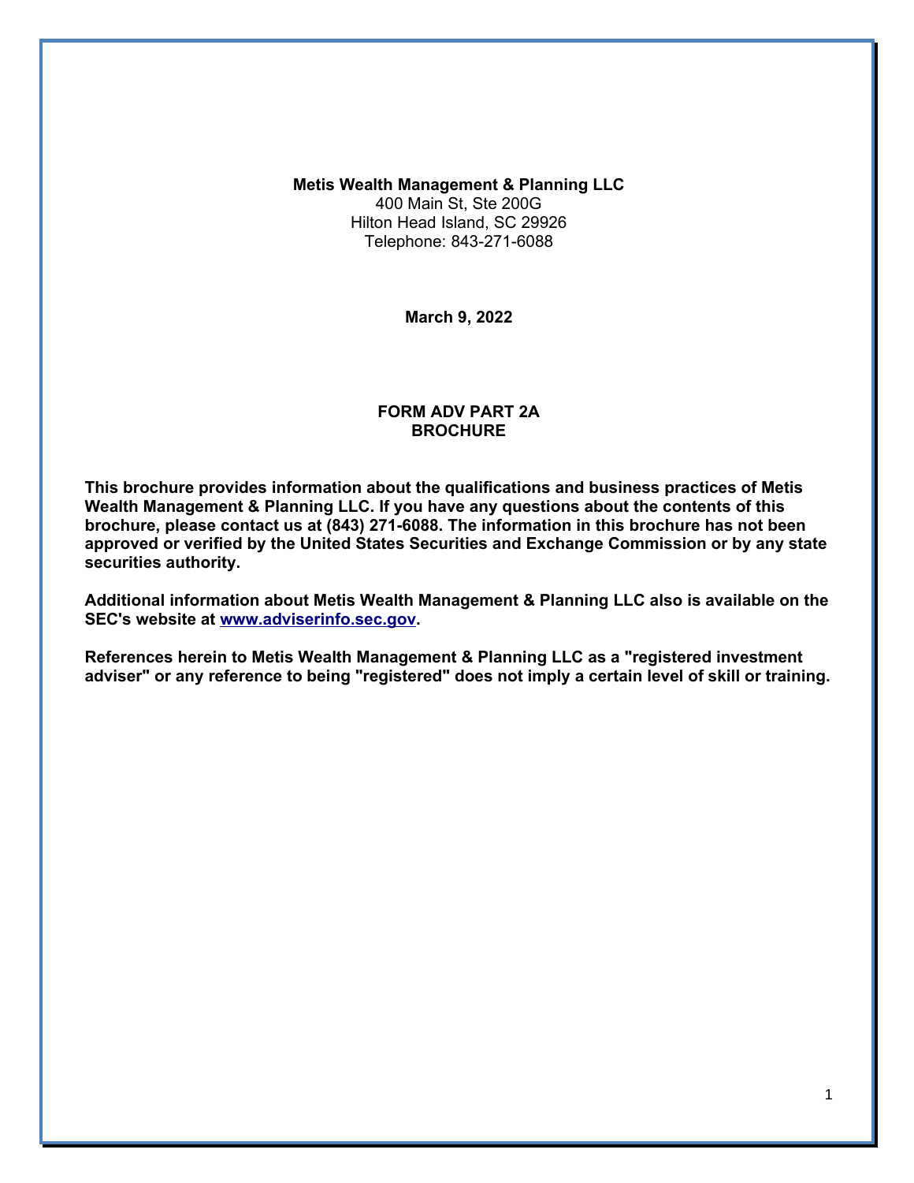**Metis Wealth Management & Planning LLC**
400 Main St, Ste 200G
Hilton Head Island, SC 29926
Telephone: 843-271-6088

**March 9, 2022**

# FORM ADV PART 2A BROCHURE

**This brochure provides information about the qualifications and business practices of Metis Wealth Management & Planning LLC. If you have any questions about the contents of this brochure, please contact us at (843) 271-6088. The information in this brochure has not been approved or verified by the United States Securities and Exchange Commission or by any state securities authority.**

**Additional information about Metis Wealth Management & Planning LLC also is available on the SEC's website at www.adviserinfo.sec.gov.**

**References herein to Metis Wealth Management & Planning LLC as a "registered investment adviser" or any reference to being "registered" does not imply a certain level of skill or training.**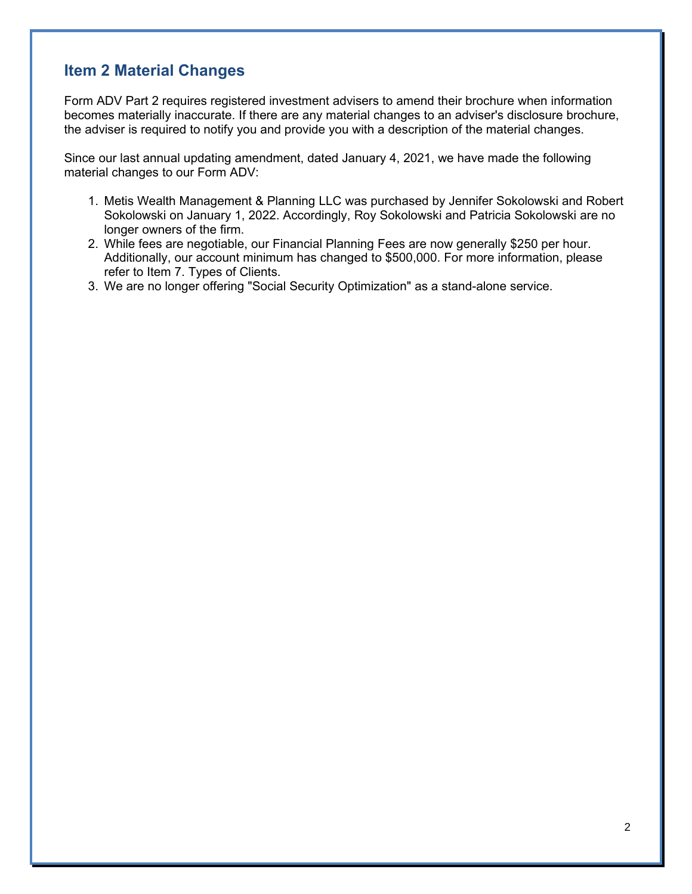## Item 2 Material Changes

Form ADV Part 2 requires registered investment advisers to amend their brochure when information becomes materially inaccurate. If there are any material changes to an adviser's disclosure brochure, the adviser is required to notify you and provide you with a description of the material changes.

Since our last annual updating amendment, dated January 4, 2021, we have made the following material changes to our Form ADV:

1. Metis Wealth Management & Planning LLC was purchased by Jennifer Sokolowski and Robert Sokolowski on January 1, 2022. Accordingly, Roy Sokolowski and Patricia Sokolowski are no longer owners of the firm.
2. While fees are negotiable, our Financial Planning Fees are now generally $250 per hour. Additionally, our account minimum has changed to $500,000. For more information, please refer to Item 7. Types of Clients.
3. We are no longer offering "Social Security Optimization" as a stand-alone service.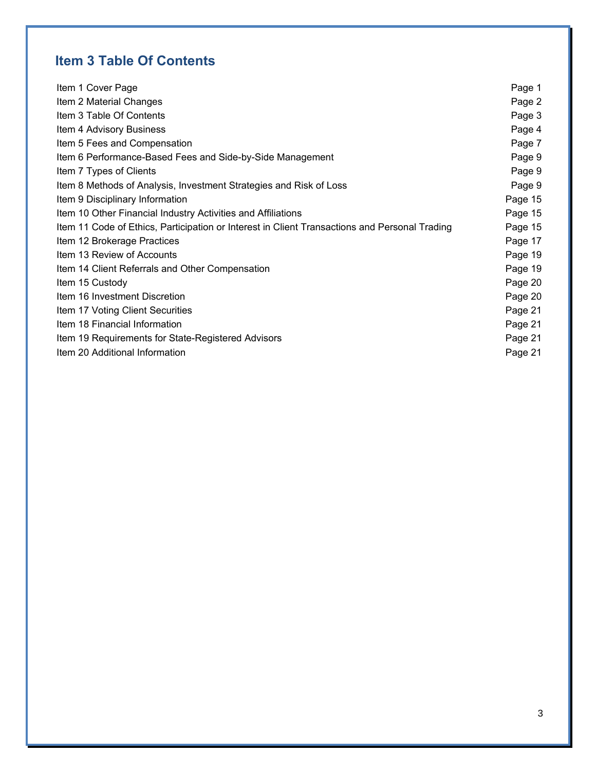## Item 3 Table Of Contents

| | |
|---|---|
| Item 1 Cover Page | Page 1 |
| Item 2 Material Changes | Page 2 |
| Item 3 Table Of Contents | Page 3 |
| Item 4 Advisory Business | Page 4 |
| Item 5 Fees and Compensation | Page 7 |
| Item 6 Performance-Based Fees and Side-by-Side Management | Page 9 |
| Item 7 Types of Clients | Page 9 |
| Item 8 Methods of Analysis, Investment Strategies and Risk of Loss | Page 9 |
| Item 9 Disciplinary Information | Page 15 |
| Item 10 Other Financial Industry Activities and Affiliations | Page 15 |
| Item 11 Code of Ethics, Participation or Interest in Client Transactions and Personal Trading | Page 15 |
| Item 12 Brokerage Practices | Page 17 |
| Item 13 Review of Accounts | Page 19 |
| Item 14 Client Referrals and Other Compensation | Page 19 |
| Item 15 Custody | Page 20 |
| Item 16 Investment Discretion | Page 20 |
| Item 17 Voting Client Securities | Page 21 |
| Item 18 Financial Information | Page 21 |
| Item 19 Requirements for State-Registered Advisors | Page 21 |
| Item 20 Additional Information | Page 21 |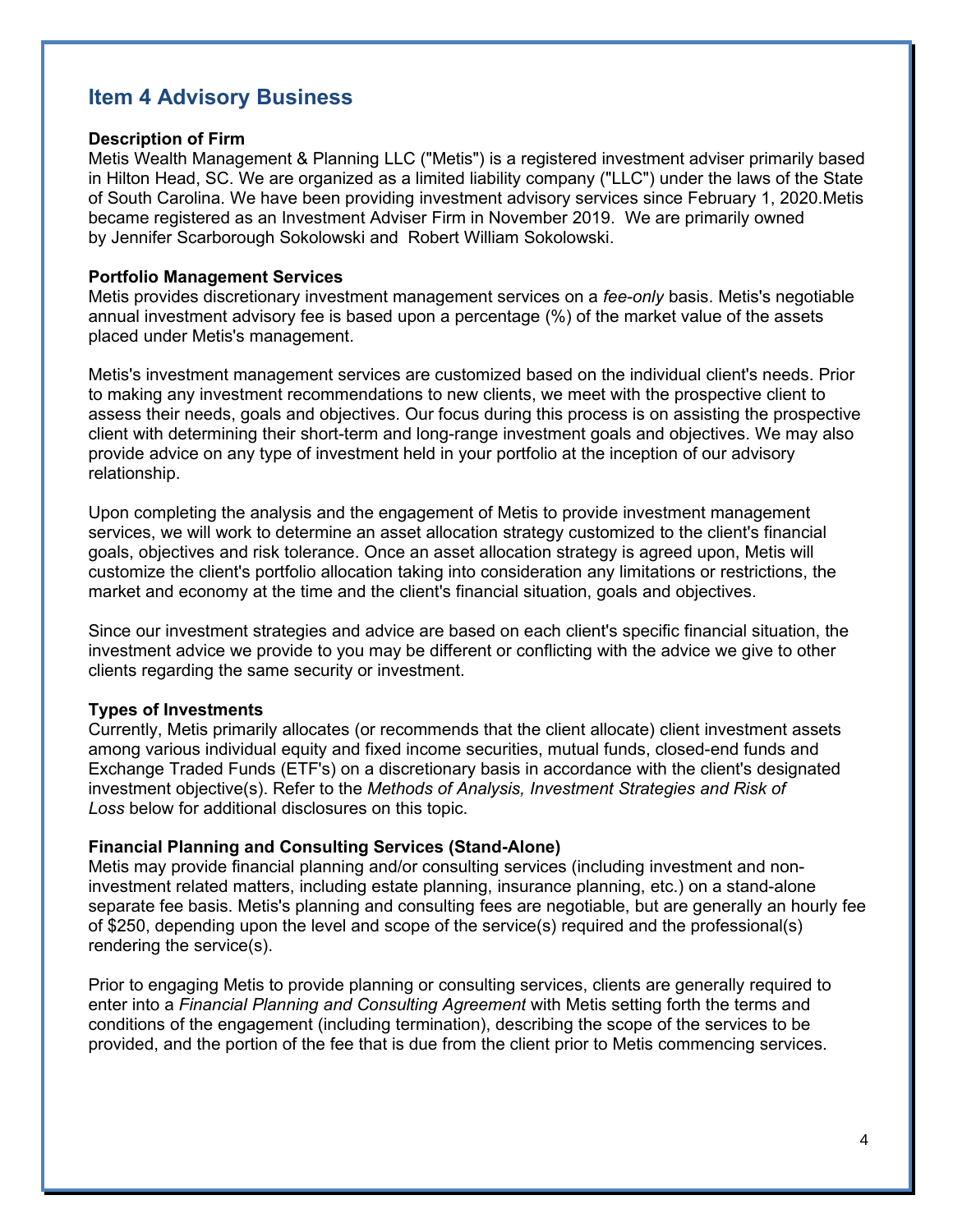## Item 4 Advisory Business

**Description of Firm**

Metis Wealth Management & Planning LLC ("Metis") is a registered investment adviser primarily based in Hilton Head, SC. We are organized as a limited liability company ("LLC") under the laws of the State of South Carolina. We have been providing investment advisory services since February 1, 2020.Metis became registered as an Investment Adviser Firm in November 2019. We are primarily owned by Jennifer Scarborough Sokolowski and Robert William Sokolowski.

**Portfolio Management Services**

Metis provides discretionary investment management services on a *fee-only* basis. Metis's negotiable annual investment advisory fee is based upon a percentage (%) of the market value of the assets placed under Metis's management.

Metis's investment management services are customized based on the individual client's needs. Prior to making any investment recommendations to new clients, we meet with the prospective client to assess their needs, goals and objectives. Our focus during this process is on assisting the prospective client with determining their short-term and long-range investment goals and objectives. We may also provide advice on any type of investment held in your portfolio at the inception of our advisory relationship.

Upon completing the analysis and the engagement of Metis to provide investment management services, we will work to determine an asset allocation strategy customized to the client's financial goals, objectives and risk tolerance. Once an asset allocation strategy is agreed upon, Metis will customize the client's portfolio allocation taking into consideration any limitations or restrictions, the market and economy at the time and the client's financial situation, goals and objectives.

Since our investment strategies and advice are based on each client's specific financial situation, the investment advice we provide to you may be different or conflicting with the advice we give to other clients regarding the same security or investment.

**Types of Investments**

Currently, Metis primarily allocates (or recommends that the client allocate) client investment assets among various individual equity and fixed income securities, mutual funds, closed-end funds and Exchange Traded Funds (ETF's) on a discretionary basis in accordance with the client's designated investment objective(s). Refer to the *Methods of Analysis, Investment Strategies and Risk of Loss* below for additional disclosures on this topic.

**Financial Planning and Consulting Services (Stand-Alone)**

Metis may provide financial planning and/or consulting services (including investment and non-investment related matters, including estate planning, insurance planning, etc.) on a stand-alone separate fee basis. Metis's planning and consulting fees are negotiable, but are generally an hourly fee of $250, depending upon the level and scope of the service(s) required and the professional(s) rendering the service(s).

Prior to engaging Metis to provide planning or consulting services, clients are generally required to enter into a *Financial Planning and Consulting Agreement* with Metis setting forth the terms and conditions of the engagement (including termination), describing the scope of the services to be provided, and the portion of the fee that is due from the client prior to Metis commencing services.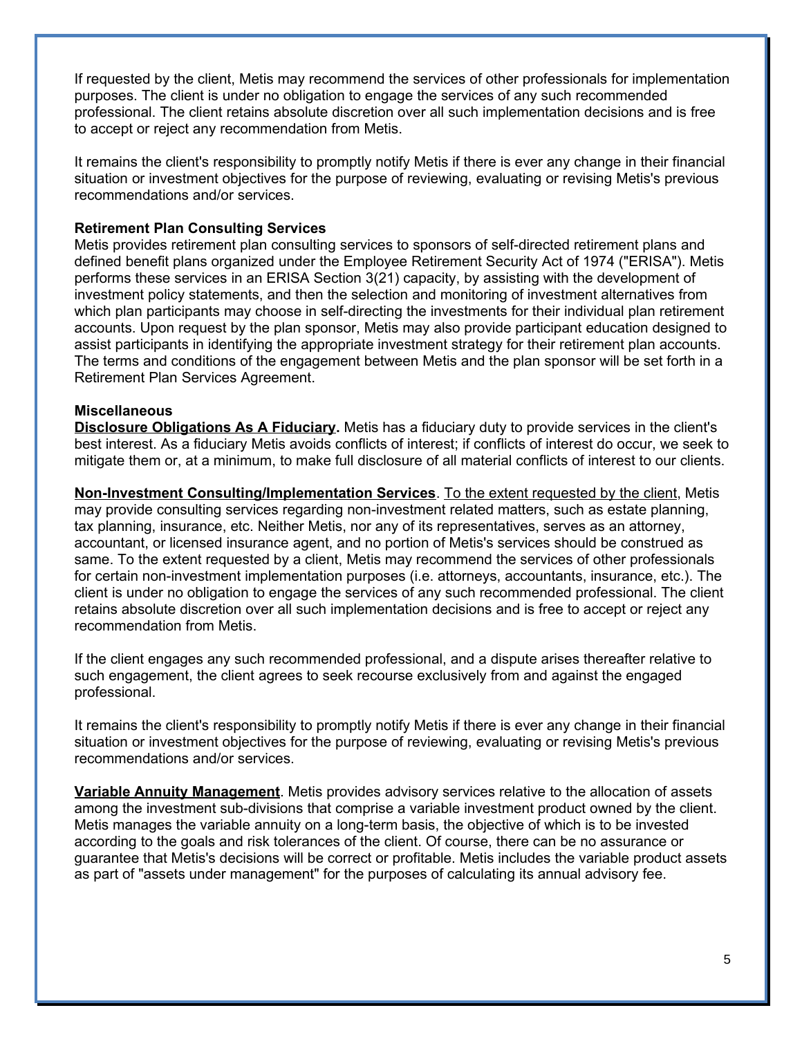If requested by the client, Metis may recommend the services of other professionals for implementation purposes. The client is under no obligation to engage the services of any such recommended professional. The client retains absolute discretion over all such implementation decisions and is free to accept or reject any recommendation from Metis.

It remains the client's responsibility to promptly notify Metis if there is ever any change in their financial situation or investment objectives for the purpose of reviewing, evaluating or revising Metis's previous recommendations and/or services.

**Retirement Plan Consulting Services**

Metis provides retirement plan consulting services to sponsors of self-directed retirement plans and defined benefit plans organized under the Employee Retirement Security Act of 1974 ("ERISA"). Metis performs these services in an ERISA Section 3(21) capacity, by assisting with the development of investment policy statements, and then the selection and monitoring of investment alternatives from which plan participants may choose in self-directing the investments for their individual plan retirement accounts. Upon request by the plan sponsor, Metis may also provide participant education designed to assist participants in identifying the appropriate investment strategy for their retirement plan accounts. The terms and conditions of the engagement between Metis and the plan sponsor will be set forth in a Retirement Plan Services Agreement.

**Miscellaneous**

**Disclosure Obligations As A Fiduciary.** Metis has a fiduciary duty to provide services in the client's best interest. As a fiduciary Metis avoids conflicts of interest; if conflicts of interest do occur, we seek to mitigate them or, at a minimum, to make full disclosure of all material conflicts of interest to our clients.

**Non-Investment Consulting/Implementation Services**. To the extent requested by the client, Metis may provide consulting services regarding non-investment related matters, such as estate planning, tax planning, insurance, etc. Neither Metis, nor any of its representatives, serves as an attorney, accountant, or licensed insurance agent, and no portion of Metis's services should be construed as same. To the extent requested by a client, Metis may recommend the services of other professionals for certain non-investment implementation purposes (i.e. attorneys, accountants, insurance, etc.). The client is under no obligation to engage the services of any such recommended professional. The client retains absolute discretion over all such implementation decisions and is free to accept or reject any recommendation from Metis.

If the client engages any such recommended professional, and a dispute arises thereafter relative to such engagement, the client agrees to seek recourse exclusively from and against the engaged professional.

It remains the client's responsibility to promptly notify Metis if there is ever any change in their financial situation or investment objectives for the purpose of reviewing, evaluating or revising Metis's previous recommendations and/or services.

**Variable Annuity Management**. Metis provides advisory services relative to the allocation of assets among the investment sub-divisions that comprise a variable investment product owned by the client. Metis manages the variable annuity on a long-term basis, the objective of which is to be invested according to the goals and risk tolerances of the client. Of course, there can be no assurance or guarantee that Metis's decisions will be correct or profitable. Metis includes the variable product assets as part of "assets under management" for the purposes of calculating its annual advisory fee.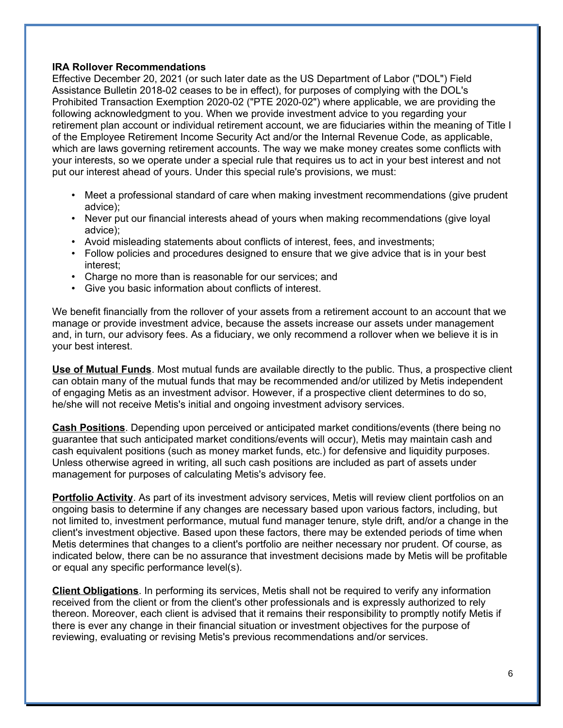**IRA Rollover Recommendations**

Effective December 20, 2021 (or such later date as the US Department of Labor ("DOL") Field Assistance Bulletin 2018-02 ceases to be in effect), for purposes of complying with the DOL's Prohibited Transaction Exemption 2020-02 ("PTE 2020-02") where applicable, we are providing the following acknowledgment to you. When we provide investment advice to you regarding your retirement plan account or individual retirement account, we are fiduciaries within the meaning of Title I of the Employee Retirement Income Security Act and/or the Internal Revenue Code, as applicable, which are laws governing retirement accounts. The way we make money creates some conflicts with your interests, so we operate under a special rule that requires us to act in your best interest and not put our interest ahead of yours. Under this special rule's provisions, we must:

- Meet a professional standard of care when making investment recommendations (give prudent advice);
- Never put our financial interests ahead of yours when making recommendations (give loyal advice);
- Avoid misleading statements about conflicts of interest, fees, and investments;
- Follow policies and procedures designed to ensure that we give advice that is in your best interest;
- Charge no more than is reasonable for our services; and
- Give you basic information about conflicts of interest.

We benefit financially from the rollover of your assets from a retirement account to an account that we manage or provide investment advice, because the assets increase our assets under management and, in turn, our advisory fees. As a fiduciary, we only recommend a rollover when we believe it is in your best interest.

**Use of Mutual Funds**. Most mutual funds are available directly to the public. Thus, a prospective client can obtain many of the mutual funds that may be recommended and/or utilized by Metis independent of engaging Metis as an investment advisor. However, if a prospective client determines to do so, he/she will not receive Metis's initial and ongoing investment advisory services.

**Cash Positions**. Depending upon perceived or anticipated market conditions/events (there being no guarantee that such anticipated market conditions/events will occur), Metis may maintain cash and cash equivalent positions (such as money market funds, etc.) for defensive and liquidity purposes. Unless otherwise agreed in writing, all such cash positions are included as part of assets under management for purposes of calculating Metis's advisory fee.

**Portfolio Activity**. As part of its investment advisory services, Metis will review client portfolios on an ongoing basis to determine if any changes are necessary based upon various factors, including, but not limited to, investment performance, mutual fund manager tenure, style drift, and/or a change in the client's investment objective. Based upon these factors, there may be extended periods of time when Metis determines that changes to a client's portfolio are neither necessary nor prudent. Of course, as indicated below, there can be no assurance that investment decisions made by Metis will be profitable or equal any specific performance level(s).

**Client Obligations**. In performing its services, Metis shall not be required to verify any information received from the client or from the client's other professionals and is expressly authorized to rely thereon. Moreover, each client is advised that it remains their responsibility to promptly notify Metis if there is ever any change in their financial situation or investment objectives for the purpose of reviewing, evaluating or revising Metis's previous recommendations and/or services.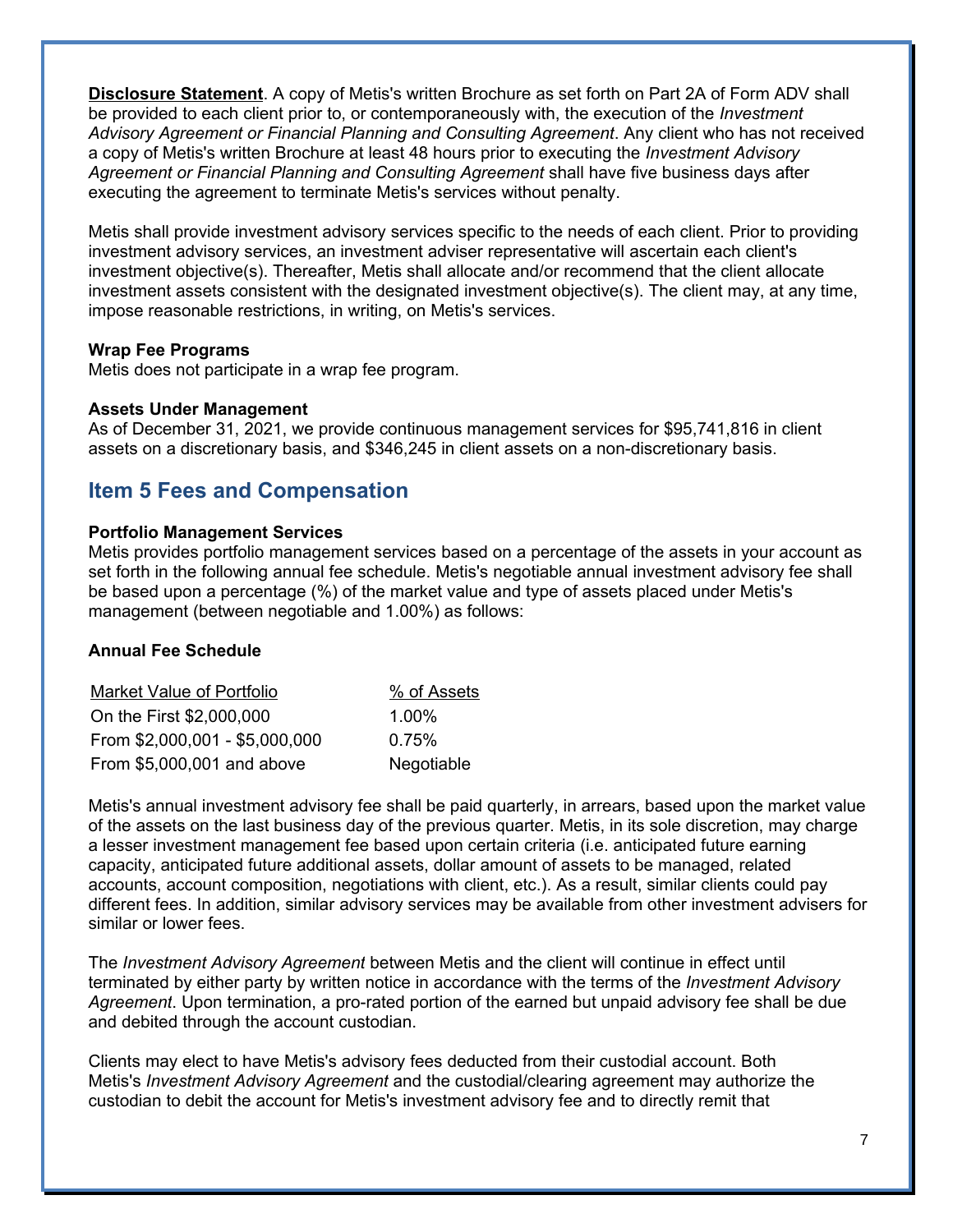**Disclosure Statement**. A copy of Metis's written Brochure as set forth on Part 2A of Form ADV shall be provided to each client prior to, or contemporaneously with, the execution of the *Investment Advisory Agreement or Financial Planning and Consulting Agreement*. Any client who has not received a copy of Metis's written Brochure at least 48 hours prior to executing the *Investment Advisory Agreement or Financial Planning and Consulting Agreement* shall have five business days after executing the agreement to terminate Metis's services without penalty.

Metis shall provide investment advisory services specific to the needs of each client. Prior to providing investment advisory services, an investment adviser representative will ascertain each client's investment objective(s). Thereafter, Metis shall allocate and/or recommend that the client allocate investment assets consistent with the designated investment objective(s). The client may, at any time, impose reasonable restrictions, in writing, on Metis's services.

**Wrap Fee Programs**

Metis does not participate in a wrap fee program.

**Assets Under Management**

As of December 31, 2021, we provide continuous management services for $95,741,816 in client assets on a discretionary basis, and $346,245 in client assets on a non-discretionary basis.

## Item 5 Fees and Compensation

**Portfolio Management Services**

Metis provides portfolio management services based on a percentage of the assets in your account as set forth in the following annual fee schedule. Metis's negotiable annual investment advisory fee shall be based upon a percentage (%) of the market value and type of assets placed under Metis's management (between negotiable and 1.00%) as follows:

**Annual Fee Schedule**

| Market Value of Portfolio | % of Assets |
|---|---|
| On the First $2,000,000 | 1.00% |
| From $2,000,001 - $5,000,000 | 0.75% |
| From $5,000,001 and above | Negotiable |

Metis's annual investment advisory fee shall be paid quarterly, in arrears, based upon the market value of the assets on the last business day of the previous quarter. Metis, in its sole discretion, may charge a lesser investment management fee based upon certain criteria (i.e. anticipated future earning capacity, anticipated future additional assets, dollar amount of assets to be managed, related accounts, account composition, negotiations with client, etc.). As a result, similar clients could pay different fees. In addition, similar advisory services may be available from other investment advisers for similar or lower fees.

The *Investment Advisory Agreement* between Metis and the client will continue in effect until terminated by either party by written notice in accordance with the terms of the *Investment Advisory Agreement*. Upon termination, a pro-rated portion of the earned but unpaid advisory fee shall be due and debited through the account custodian.

Clients may elect to have Metis's advisory fees deducted from their custodial account. Both Metis's *Investment Advisory Agreement* and the custodial/clearing agreement may authorize the custodian to debit the account for Metis's investment advisory fee and to directly remit that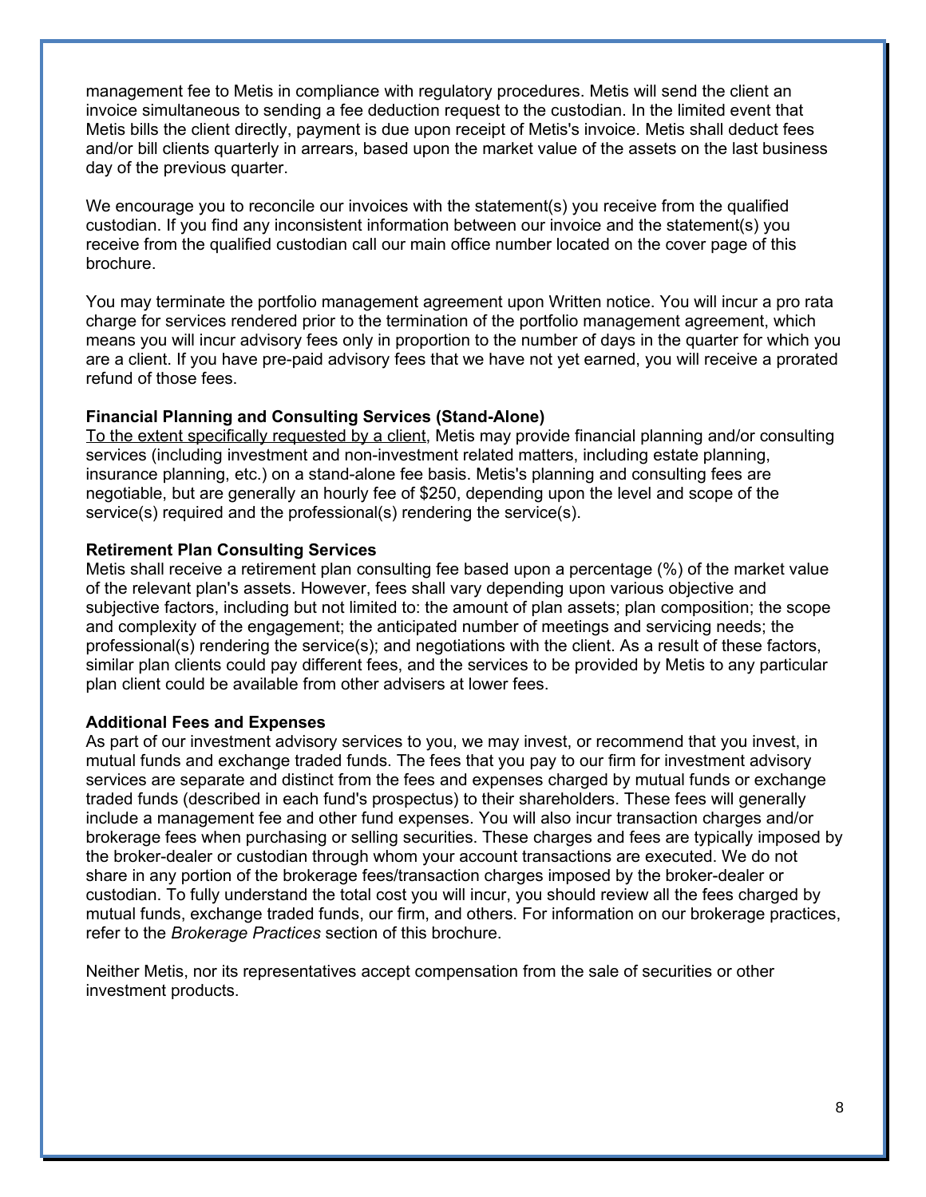management fee to Metis in compliance with regulatory procedures. Metis will send the client an invoice simultaneous to sending a fee deduction request to the custodian. In the limited event that Metis bills the client directly, payment is due upon receipt of Metis's invoice. Metis shall deduct fees and/or bill clients quarterly in arrears, based upon the market value of the assets on the last business day of the previous quarter.

We encourage you to reconcile our invoices with the statement(s) you receive from the qualified custodian. If you find any inconsistent information between our invoice and the statement(s) you receive from the qualified custodian call our main office number located on the cover page of this brochure.

You may terminate the portfolio management agreement upon Written notice. You will incur a pro rata charge for services rendered prior to the termination of the portfolio management agreement, which means you will incur advisory fees only in proportion to the number of days in the quarter for which you are a client. If you have pre-paid advisory fees that we have not yet earned, you will receive a prorated refund of those fees.

**Financial Planning and Consulting Services (Stand-Alone)**
<u>To the extent specifically requested by a client</u>, Metis may provide financial planning and/or consulting services (including investment and non-investment related matters, including estate planning, insurance planning, etc.) on a stand-alone fee basis. Metis's planning and consulting fees are negotiable, but are generally an hourly fee of $250, depending upon the level and scope of the service(s) required and the professional(s) rendering the service(s).

**Retirement Plan Consulting Services**
Metis shall receive a retirement plan consulting fee based upon a percentage (%) of the market value of the relevant plan's assets. However, fees shall vary depending upon various objective and subjective factors, including but not limited to: the amount of plan assets; plan composition; the scope and complexity of the engagement; the anticipated number of meetings and servicing needs; the professional(s) rendering the service(s); and negotiations with the client. As a result of these factors, similar plan clients could pay different fees, and the services to be provided by Metis to any particular plan client could be available from other advisers at lower fees.

**Additional Fees and Expenses**
As part of our investment advisory services to you, we may invest, or recommend that you invest, in mutual funds and exchange traded funds. The fees that you pay to our firm for investment advisory services are separate and distinct from the fees and expenses charged by mutual funds or exchange traded funds (described in each fund's prospectus) to their shareholders. These fees will generally include a management fee and other fund expenses. You will also incur transaction charges and/or brokerage fees when purchasing or selling securities. These charges and fees are typically imposed by the broker-dealer or custodian through whom your account transactions are executed. We do not share in any portion of the brokerage fees/transaction charges imposed by the broker-dealer or custodian. To fully understand the total cost you will incur, you should review all the fees charged by mutual funds, exchange traded funds, our firm, and others. For information on our brokerage practices, refer to the *Brokerage Practices* section of this brochure.

Neither Metis, nor its representatives accept compensation from the sale of securities or other investment products.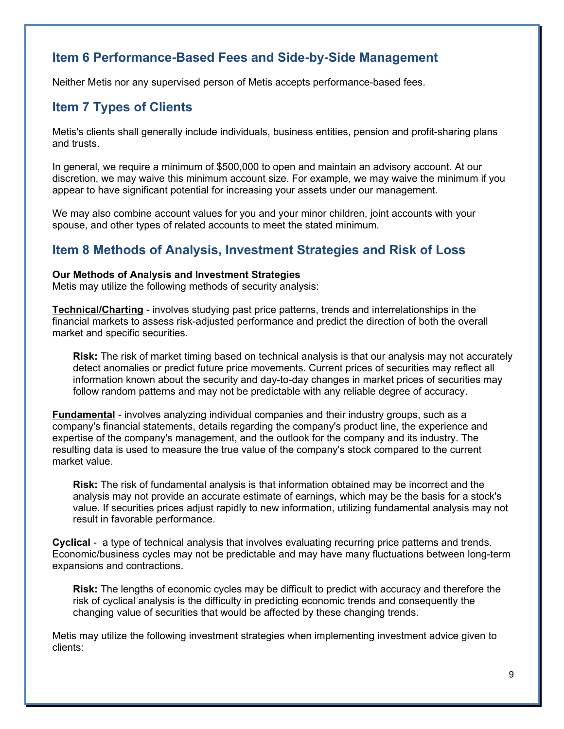## Item 6 Performance-Based Fees and Side-by-Side Management

Neither Metis nor any supervised person of Metis accepts performance-based fees.

## Item 7 Types of Clients

Metis's clients shall generally include individuals, business entities, pension and profit-sharing plans and trusts.

In general, we require a minimum of $500,000 to open and maintain an advisory account. At our discretion, we may waive this minimum account size. For example, we may waive the minimum if you appear to have significant potential for increasing your assets under our management.

We may also combine account values for you and your minor children, joint accounts with your spouse, and other types of related accounts to meet the stated minimum.

## Item 8 Methods of Analysis, Investment Strategies and Risk of Loss

**Our Methods of Analysis and Investment Strategies**
Metis may utilize the following methods of security analysis:

**Technical/Charting** - involves studying past price patterns, trends and interrelationships in the financial markets to assess risk-adjusted performance and predict the direction of both the overall market and specific securities.

> **Risk:** The risk of market timing based on technical analysis is that our analysis may not accurately detect anomalies or predict future price movements. Current prices of securities may reflect all information known about the security and day-to-day changes in market prices of securities may follow random patterns and may not be predictable with any reliable degree of accuracy.

**Fundamental** - involves analyzing individual companies and their industry groups, such as a company's financial statements, details regarding the company's product line, the experience and expertise of the company's management, and the outlook for the company and its industry. The resulting data is used to measure the true value of the company's stock compared to the current market value.

> **Risk:** The risk of fundamental analysis is that information obtained may be incorrect and the analysis may not provide an accurate estimate of earnings, which may be the basis for a stock's value. If securities prices adjust rapidly to new information, utilizing fundamental analysis may not result in favorable performance.

**Cyclical** - a type of technical analysis that involves evaluating recurring price patterns and trends. Economic/business cycles may not be predictable and may have many fluctuations between long-term expansions and contractions.

> **Risk:** The lengths of economic cycles may be difficult to predict with accuracy and therefore the risk of cyclical analysis is the difficulty in predicting economic trends and consequently the changing value of securities that would be affected by these changing trends.

Metis may utilize the following investment strategies when implementing investment advice given to clients: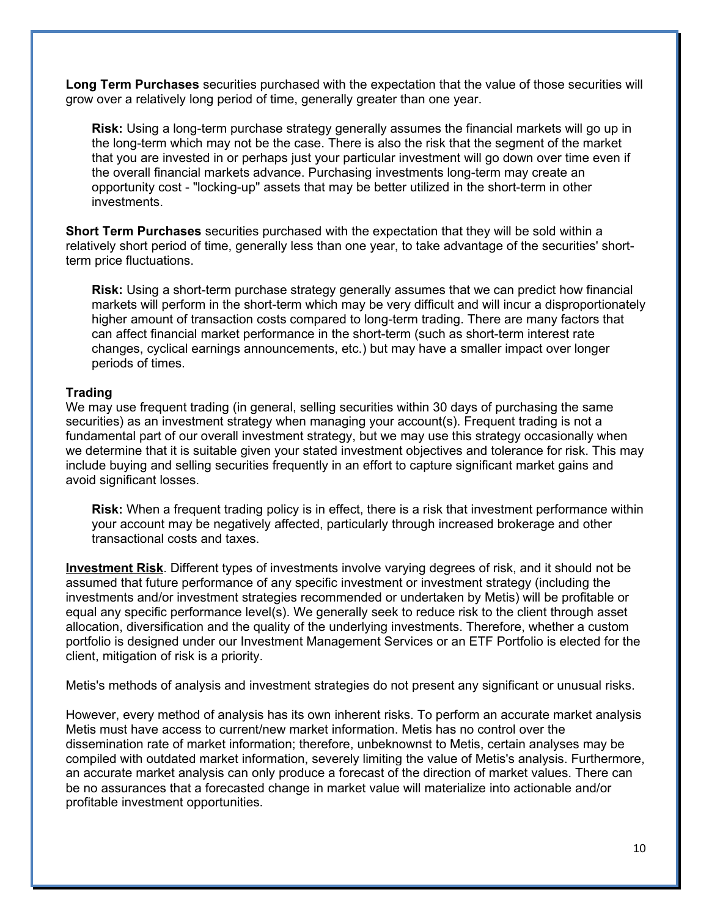**Long Term Purchases** securities purchased with the expectation that the value of those securities will grow over a relatively long period of time, generally greater than one year.

> **Risk:** Using a long-term purchase strategy generally assumes the financial markets will go up in the long-term which may not be the case. There is also the risk that the segment of the market that you are invested in or perhaps just your particular investment will go down over time even if the overall financial markets advance. Purchasing investments long-term may create an opportunity cost - "locking-up" assets that may be better utilized in the short-term in other investments.

**Short Term Purchases** securities purchased with the expectation that they will be sold within a relatively short period of time, generally less than one year, to take advantage of the securities' short-term price fluctuations.

> **Risk:** Using a short-term purchase strategy generally assumes that we can predict how financial markets will perform in the short-term which may be very difficult and will incur a disproportionately higher amount of transaction costs compared to long-term trading. There are many factors that can affect financial market performance in the short-term (such as short-term interest rate changes, cyclical earnings announcements, etc.) but may have a smaller impact over longer periods of times.

**Trading**

We may use frequent trading (in general, selling securities within 30 days of purchasing the same securities) as an investment strategy when managing your account(s). Frequent trading is not a fundamental part of our overall investment strategy, but we may use this strategy occasionally when we determine that it is suitable given your stated investment objectives and tolerance for risk. This may include buying and selling securities frequently in an effort to capture significant market gains and avoid significant losses.

> **Risk:** When a frequent trading policy is in effect, there is a risk that investment performance within your account may be negatively affected, particularly through increased brokerage and other transactional costs and taxes.

**Investment Risk**. Different types of investments involve varying degrees of risk, and it should not be assumed that future performance of any specific investment or investment strategy (including the investments and/or investment strategies recommended or undertaken by Metis) will be profitable or equal any specific performance level(s). We generally seek to reduce risk to the client through asset allocation, diversification and the quality of the underlying investments. Therefore, whether a custom portfolio is designed under our Investment Management Services or an ETF Portfolio is elected for the client, mitigation of risk is a priority.

Metis's methods of analysis and investment strategies do not present any significant or unusual risks.

However, every method of analysis has its own inherent risks. To perform an accurate market analysis Metis must have access to current/new market information. Metis has no control over the dissemination rate of market information; therefore, unbeknownst to Metis, certain analyses may be compiled with outdated market information, severely limiting the value of Metis's analysis. Furthermore, an accurate market analysis can only produce a forecast of the direction of market values. There can be no assurances that a forecasted change in market value will materialize into actionable and/or profitable investment opportunities.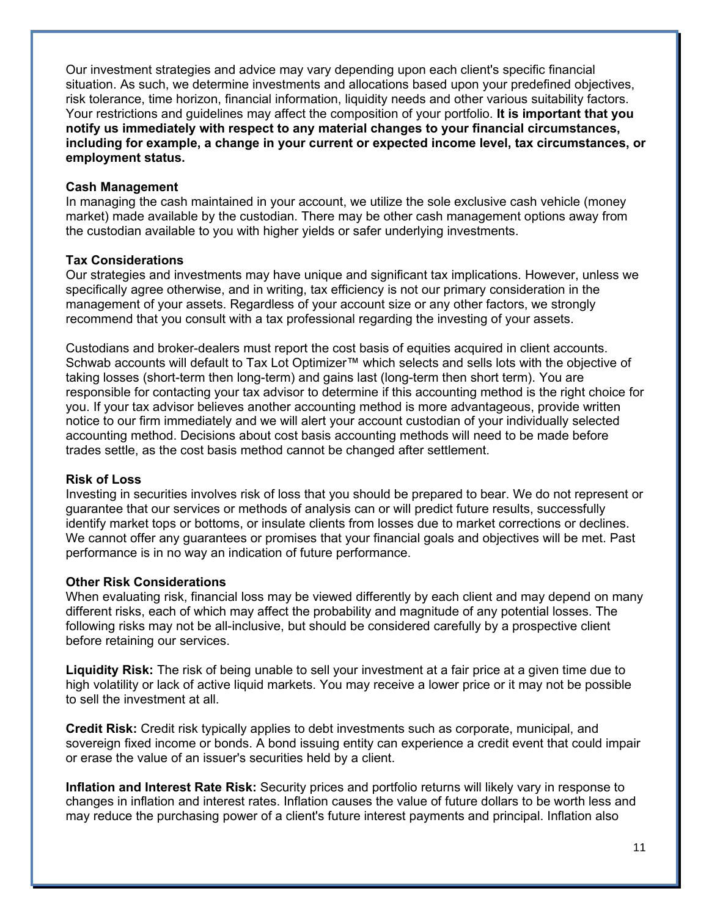Our investment strategies and advice may vary depending upon each client's specific financial situation. As such, we determine investments and allocations based upon your predefined objectives, risk tolerance, time horizon, financial information, liquidity needs and other various suitability factors. Your restrictions and guidelines may affect the composition of your portfolio. **It is important that you notify us immediately with respect to any material changes to your financial circumstances, including for example, a change in your current or expected income level, tax circumstances, or employment status.**

**Cash Management**
In managing the cash maintained in your account, we utilize the sole exclusive cash vehicle (money market) made available by the custodian. There may be other cash management options away from the custodian available to you with higher yields or safer underlying investments.

**Tax Considerations**
Our strategies and investments may have unique and significant tax implications. However, unless we specifically agree otherwise, and in writing, tax efficiency is not our primary consideration in the management of your assets. Regardless of your account size or any other factors, we strongly recommend that you consult with a tax professional regarding the investing of your assets.

Custodians and broker-dealers must report the cost basis of equities acquired in client accounts. Schwab accounts will default to Tax Lot Optimizer™ which selects and sells lots with the objective of taking losses (short-term then long-term) and gains last (long-term then short term). You are responsible for contacting your tax advisor to determine if this accounting method is the right choice for you. If your tax advisor believes another accounting method is more advantageous, provide written notice to our firm immediately and we will alert your account custodian of your individually selected accounting method. Decisions about cost basis accounting methods will need to be made before trades settle, as the cost basis method cannot be changed after settlement.

**Risk of Loss**
Investing in securities involves risk of loss that you should be prepared to bear. We do not represent or guarantee that our services or methods of analysis can or will predict future results, successfully identify market tops or bottoms, or insulate clients from losses due to market corrections or declines. We cannot offer any guarantees or promises that your financial goals and objectives will be met. Past performance is in no way an indication of future performance.

**Other Risk Considerations**
When evaluating risk, financial loss may be viewed differently by each client and may depend on many different risks, each of which may affect the probability and magnitude of any potential losses. The following risks may not be all-inclusive, but should be considered carefully by a prospective client before retaining our services.

**Liquidity Risk:** The risk of being unable to sell your investment at a fair price at a given time due to high volatility or lack of active liquid markets. You may receive a lower price or it may not be possible to sell the investment at all.

**Credit Risk:** Credit risk typically applies to debt investments such as corporate, municipal, and sovereign fixed income or bonds. A bond issuing entity can experience a credit event that could impair or erase the value of an issuer's securities held by a client.

**Inflation and Interest Rate Risk:** Security prices and portfolio returns will likely vary in response to changes in inflation and interest rates. Inflation causes the value of future dollars to be worth less and may reduce the purchasing power of a client's future interest payments and principal. Inflation also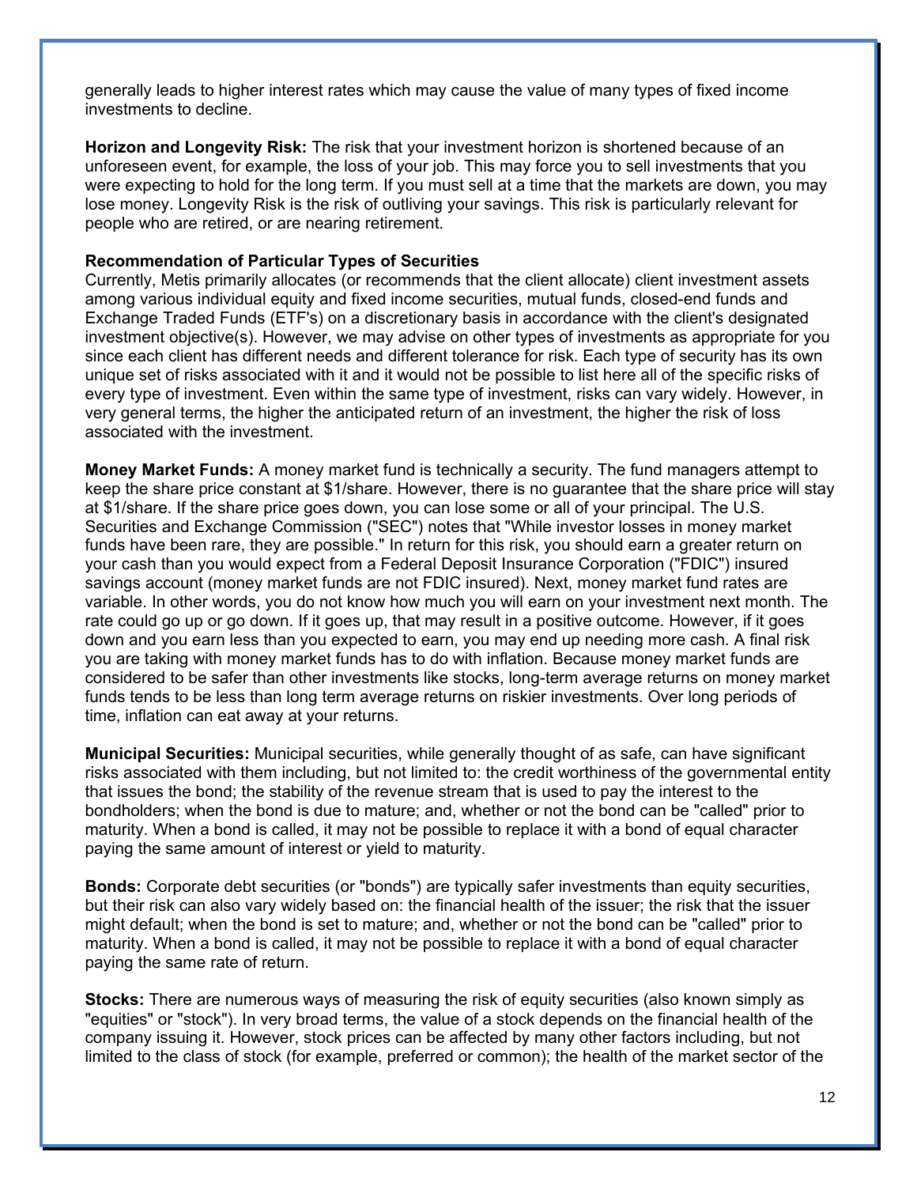generally leads to higher interest rates which may cause the value of many types of fixed income investments to decline.

**Horizon and Longevity Risk:** The risk that your investment horizon is shortened because of an unforeseen event, for example, the loss of your job. This may force you to sell investments that you were expecting to hold for the long term. If you must sell at a time that the markets are down, you may lose money. Longevity Risk is the risk of outliving your savings. This risk is particularly relevant for people who are retired, or are nearing retirement.

**Recommendation of Particular Types of Securities**

Currently, Metis primarily allocates (or recommends that the client allocate) client investment assets among various individual equity and fixed income securities, mutual funds, closed-end funds and Exchange Traded Funds (ETF's) on a discretionary basis in accordance with the client's designated investment objective(s). However, we may advise on other types of investments as appropriate for you since each client has different needs and different tolerance for risk. Each type of security has its own unique set of risks associated with it and it would not be possible to list here all of the specific risks of every type of investment. Even within the same type of investment, risks can vary widely. However, in very general terms, the higher the anticipated return of an investment, the higher the risk of loss associated with the investment.

**Money Market Funds:** A money market fund is technically a security. The fund managers attempt to keep the share price constant at $1/share. However, there is no guarantee that the share price will stay at $1/share. If the share price goes down, you can lose some or all of your principal. The U.S. Securities and Exchange Commission ("SEC") notes that "While investor losses in money market funds have been rare, they are possible." In return for this risk, you should earn a greater return on your cash than you would expect from a Federal Deposit Insurance Corporation ("FDIC") insured savings account (money market funds are not FDIC insured). Next, money market fund rates are variable. In other words, you do not know how much you will earn on your investment next month. The rate could go up or go down. If it goes up, that may result in a positive outcome. However, if it goes down and you earn less than you expected to earn, you may end up needing more cash. A final risk you are taking with money market funds has to do with inflation. Because money market funds are considered to be safer than other investments like stocks, long-term average returns on money market funds tends to be less than long term average returns on riskier investments. Over long periods of time, inflation can eat away at your returns.

**Municipal Securities:** Municipal securities, while generally thought of as safe, can have significant risks associated with them including, but not limited to: the credit worthiness of the governmental entity that issues the bond; the stability of the revenue stream that is used to pay the interest to the bondholders; when the bond is due to mature; and, whether or not the bond can be "called" prior to maturity. When a bond is called, it may not be possible to replace it with a bond of equal character paying the same amount of interest or yield to maturity.

**Bonds:** Corporate debt securities (or "bonds") are typically safer investments than equity securities, but their risk can also vary widely based on: the financial health of the issuer; the risk that the issuer might default; when the bond is set to mature; and, whether or not the bond can be "called" prior to maturity. When a bond is called, it may not be possible to replace it with a bond of equal character paying the same rate of return.

**Stocks:** There are numerous ways of measuring the risk of equity securities (also known simply as "equities" or "stock"). In very broad terms, the value of a stock depends on the financial health of the company issuing it. However, stock prices can be affected by many other factors including, but not limited to the class of stock (for example, preferred or common); the health of the market sector of the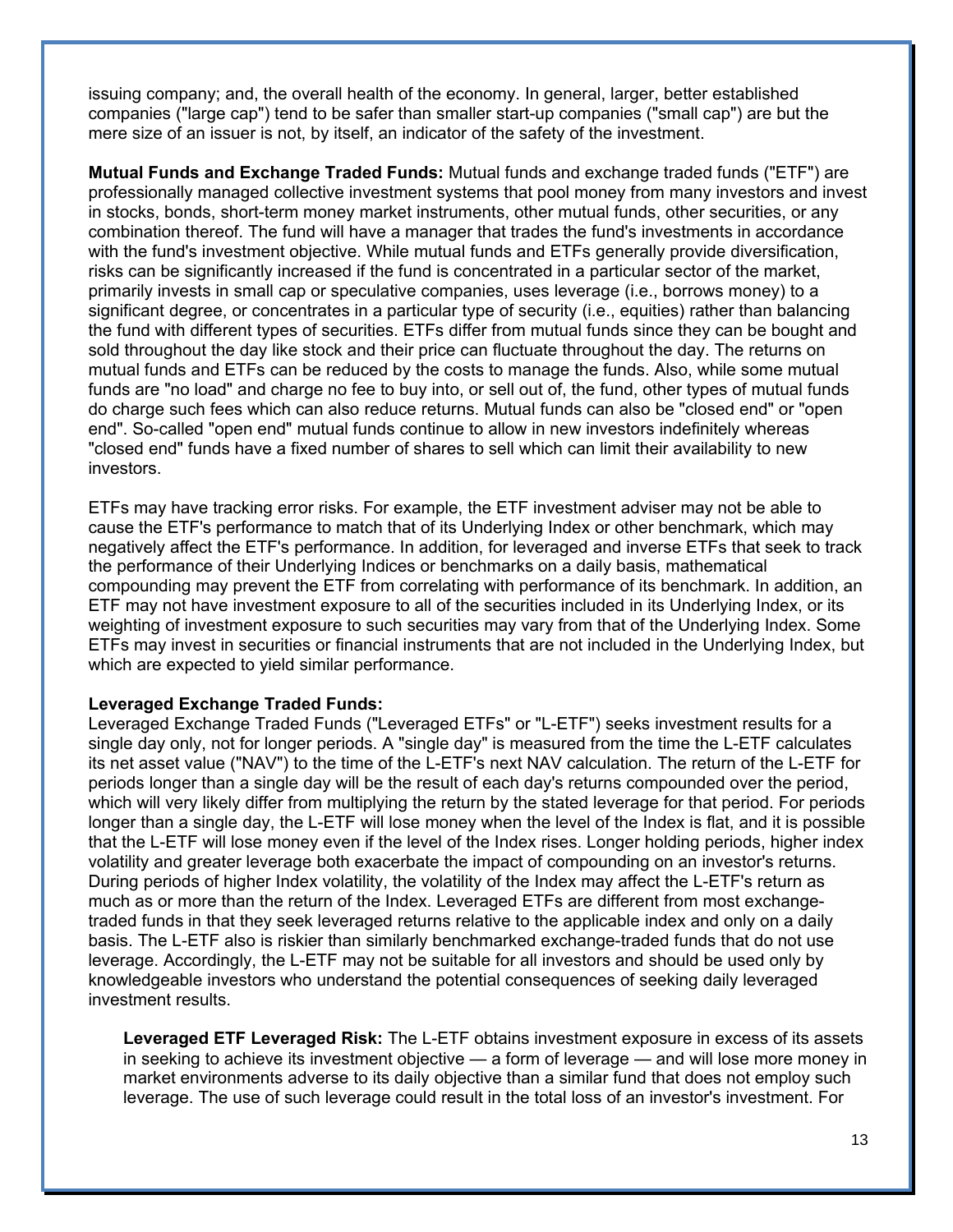issuing company; and, the overall health of the economy. In general, larger, better established companies ("large cap") tend to be safer than smaller start-up companies ("small cap") are but the mere size of an issuer is not, by itself, an indicator of the safety of the investment.

**Mutual Funds and Exchange Traded Funds:** Mutual funds and exchange traded funds ("ETF") are professionally managed collective investment systems that pool money from many investors and invest in stocks, bonds, short-term money market instruments, other mutual funds, other securities, or any combination thereof. The fund will have a manager that trades the fund's investments in accordance with the fund's investment objective. While mutual funds and ETFs generally provide diversification, risks can be significantly increased if the fund is concentrated in a particular sector of the market, primarily invests in small cap or speculative companies, uses leverage (i.e., borrows money) to a significant degree, or concentrates in a particular type of security (i.e., equities) rather than balancing the fund with different types of securities. ETFs differ from mutual funds since they can be bought and sold throughout the day like stock and their price can fluctuate throughout the day. The returns on mutual funds and ETFs can be reduced by the costs to manage the funds. Also, while some mutual funds are "no load" and charge no fee to buy into, or sell out of, the fund, other types of mutual funds do charge such fees which can also reduce returns. Mutual funds can also be "closed end" or "open end". So-called "open end" mutual funds continue to allow in new investors indefinitely whereas "closed end" funds have a fixed number of shares to sell which can limit their availability to new investors.

ETFs may have tracking error risks. For example, the ETF investment adviser may not be able to cause the ETF's performance to match that of its Underlying Index or other benchmark, which may negatively affect the ETF's performance. In addition, for leveraged and inverse ETFs that seek to track the performance of their Underlying Indices or benchmarks on a daily basis, mathematical compounding may prevent the ETF from correlating with performance of its benchmark. In addition, an ETF may not have investment exposure to all of the securities included in its Underlying Index, or its weighting of investment exposure to such securities may vary from that of the Underlying Index. Some ETFs may invest in securities or financial instruments that are not included in the Underlying Index, but which are expected to yield similar performance.

**Leveraged Exchange Traded Funds:**
Leveraged Exchange Traded Funds ("Leveraged ETFs" or "L-ETF") seeks investment results for a single day only, not for longer periods. A "single day" is measured from the time the L-ETF calculates its net asset value ("NAV") to the time of the L-ETF's next NAV calculation. The return of the L-ETF for periods longer than a single day will be the result of each day's returns compounded over the period, which will very likely differ from multiplying the return by the stated leverage for that period. For periods longer than a single day, the L-ETF will lose money when the level of the Index is flat, and it is possible that the L-ETF will lose money even if the level of the Index rises. Longer holding periods, higher index volatility and greater leverage both exacerbate the impact of compounding on an investor's returns. During periods of higher Index volatility, the volatility of the Index may affect the L-ETF's return as much as or more than the return of the Index. Leveraged ETFs are different from most exchange-traded funds in that they seek leveraged returns relative to the applicable index and only on a daily basis. The L-ETF also is riskier than similarly benchmarked exchange-traded funds that do not use leverage. Accordingly, the L-ETF may not be suitable for all investors and should be used only by knowledgeable investors who understand the potential consequences of seeking daily leveraged investment results.

> **Leveraged ETF Leveraged Risk:** The L-ETF obtains investment exposure in excess of its assets in seeking to achieve its investment objective — a form of leverage — and will lose more money in market environments adverse to its daily objective than a similar fund that does not employ such leverage. The use of such leverage could result in the total loss of an investor's investment. For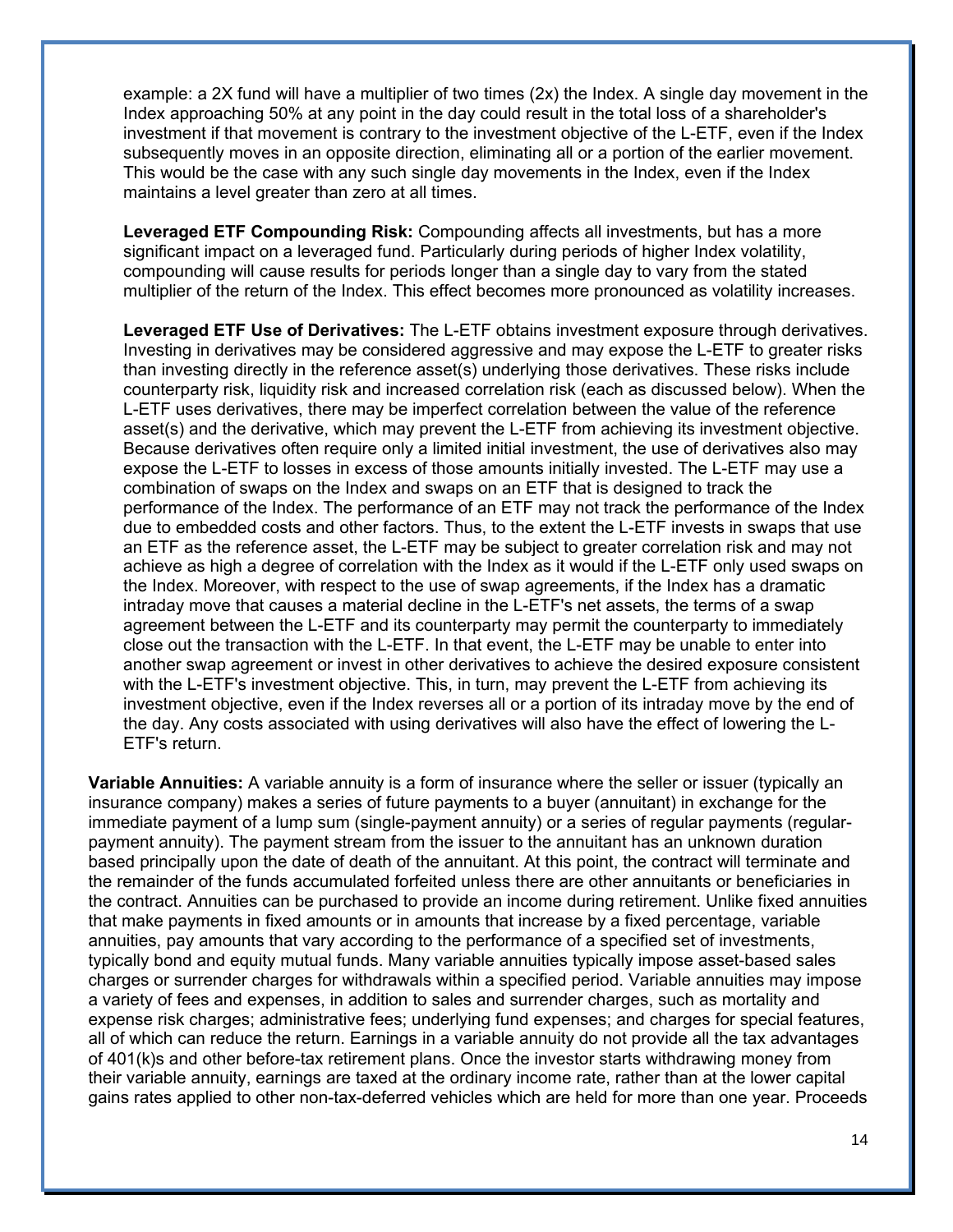example: a 2X fund will have a multiplier of two times (2x) the Index. A single day movement in the Index approaching 50% at any point in the day could result in the total loss of a shareholder's investment if that movement is contrary to the investment objective of the L-ETF, even if the Index subsequently moves in an opposite direction, eliminating all or a portion of the earlier movement. This would be the case with any such single day movements in the Index, even if the Index maintains a level greater than zero at all times.

**Leveraged ETF Compounding Risk:** Compounding affects all investments, but has a more significant impact on a leveraged fund. Particularly during periods of higher Index volatility, compounding will cause results for periods longer than a single day to vary from the stated multiplier of the return of the Index. This effect becomes more pronounced as volatility increases.

**Leveraged ETF Use of Derivatives:** The L-ETF obtains investment exposure through derivatives. Investing in derivatives may be considered aggressive and may expose the L-ETF to greater risks than investing directly in the reference asset(s) underlying those derivatives. These risks include counterparty risk, liquidity risk and increased correlation risk (each as discussed below). When the L-ETF uses derivatives, there may be imperfect correlation between the value of the reference asset(s) and the derivative, which may prevent the L-ETF from achieving its investment objective. Because derivatives often require only a limited initial investment, the use of derivatives also may expose the L-ETF to losses in excess of those amounts initially invested. The L-ETF may use a combination of swaps on the Index and swaps on an ETF that is designed to track the performance of the Index. The performance of an ETF may not track the performance of the Index due to embedded costs and other factors. Thus, to the extent the L-ETF invests in swaps that use an ETF as the reference asset, the L-ETF may be subject to greater correlation risk and may not achieve as high a degree of correlation with the Index as it would if the L-ETF only used swaps on the Index. Moreover, with respect to the use of swap agreements, if the Index has a dramatic intraday move that causes a material decline in the L-ETF's net assets, the terms of a swap agreement between the L-ETF and its counterparty may permit the counterparty to immediately close out the transaction with the L-ETF. In that event, the L-ETF may be unable to enter into another swap agreement or invest in other derivatives to achieve the desired exposure consistent with the L-ETF's investment objective. This, in turn, may prevent the L-ETF from achieving its investment objective, even if the Index reverses all or a portion of its intraday move by the end of the day. Any costs associated with using derivatives will also have the effect of lowering the L-ETF's return.

**Variable Annuities:** A variable annuity is a form of insurance where the seller or issuer (typically an insurance company) makes a series of future payments to a buyer (annuitant) in exchange for the immediate payment of a lump sum (single-payment annuity) or a series of regular payments (regular-payment annuity). The payment stream from the issuer to the annuitant has an unknown duration based principally upon the date of death of the annuitant. At this point, the contract will terminate and the remainder of the funds accumulated forfeited unless there are other annuitants or beneficiaries in the contract. Annuities can be purchased to provide an income during retirement. Unlike fixed annuities that make payments in fixed amounts or in amounts that increase by a fixed percentage, variable annuities, pay amounts that vary according to the performance of a specified set of investments, typically bond and equity mutual funds. Many variable annuities typically impose asset-based sales charges or surrender charges for withdrawals within a specified period. Variable annuities may impose a variety of fees and expenses, in addition to sales and surrender charges, such as mortality and expense risk charges; administrative fees; underlying fund expenses; and charges for special features, all of which can reduce the return. Earnings in a variable annuity do not provide all the tax advantages of 401(k)s and other before-tax retirement plans. Once the investor starts withdrawing money from their variable annuity, earnings are taxed at the ordinary income rate, rather than at the lower capital gains rates applied to other non-tax-deferred vehicles which are held for more than one year. Proceeds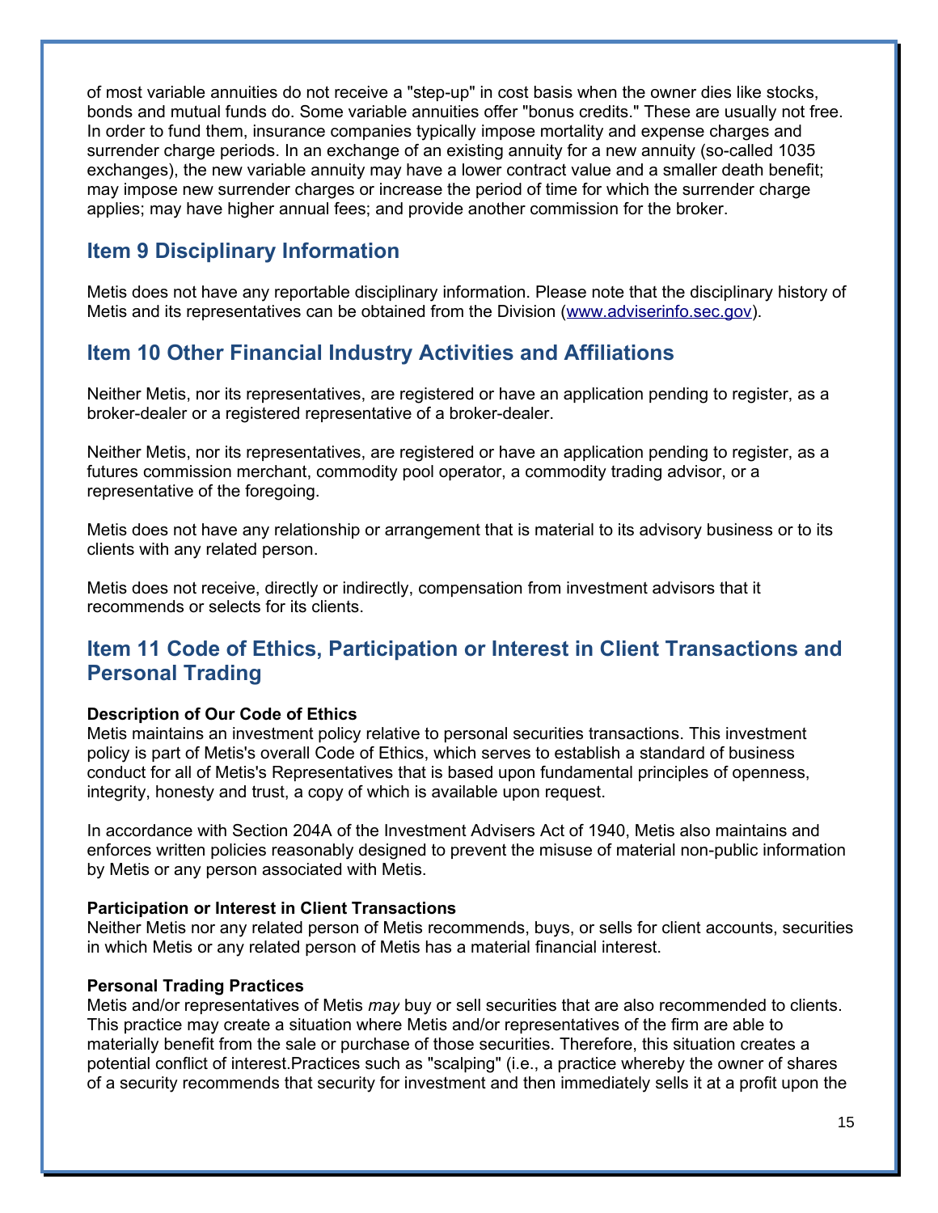of most variable annuities do not receive a "step-up" in cost basis when the owner dies like stocks, bonds and mutual funds do. Some variable annuities offer "bonus credits." These are usually not free. In order to fund them, insurance companies typically impose mortality and expense charges and surrender charge periods. In an exchange of an existing annuity for a new annuity (so-called 1035 exchanges), the new variable annuity may have a lower contract value and a smaller death benefit; may impose new surrender charges or increase the period of time for which the surrender charge applies; may have higher annual fees; and provide another commission for the broker.

## Item 9 Disciplinary Information

Metis does not have any reportable disciplinary information. Please note that the disciplinary history of Metis and its representatives can be obtained from the Division (www.adviserinfo.sec.gov).

## Item 10 Other Financial Industry Activities and Affiliations

Neither Metis, nor its representatives, are registered or have an application pending to register, as a broker-dealer or a registered representative of a broker-dealer.

Neither Metis, nor its representatives, are registered or have an application pending to register, as a futures commission merchant, commodity pool operator, a commodity trading advisor, or a representative of the foregoing.

Metis does not have any relationship or arrangement that is material to its advisory business or to its clients with any related person.

Metis does not receive, directly or indirectly, compensation from investment advisors that it recommends or selects for its clients.

## Item 11 Code of Ethics, Participation or Interest in Client Transactions and Personal Trading

**Description of Our Code of Ethics**
Metis maintains an investment policy relative to personal securities transactions. This investment policy is part of Metis's overall Code of Ethics, which serves to establish a standard of business conduct for all of Metis's Representatives that is based upon fundamental principles of openness, integrity, honesty and trust, a copy of which is available upon request.

In accordance with Section 204A of the Investment Advisers Act of 1940, Metis also maintains and enforces written policies reasonably designed to prevent the misuse of material non-public information by Metis or any person associated with Metis.

**Participation or Interest in Client Transactions**
Neither Metis nor any related person of Metis recommends, buys, or sells for client accounts, securities in which Metis or any related person of Metis has a material financial interest.

**Personal Trading Practices**
Metis and/or representatives of Metis *may* buy or sell securities that are also recommended to clients. This practice may create a situation where Metis and/or representatives of the firm are able to materially benefit from the sale or purchase of those securities. Therefore, this situation creates a potential conflict of interest.Practices such as "scalping" (i.e., a practice whereby the owner of shares of a security recommends that security for investment and then immediately sells it at a profit upon the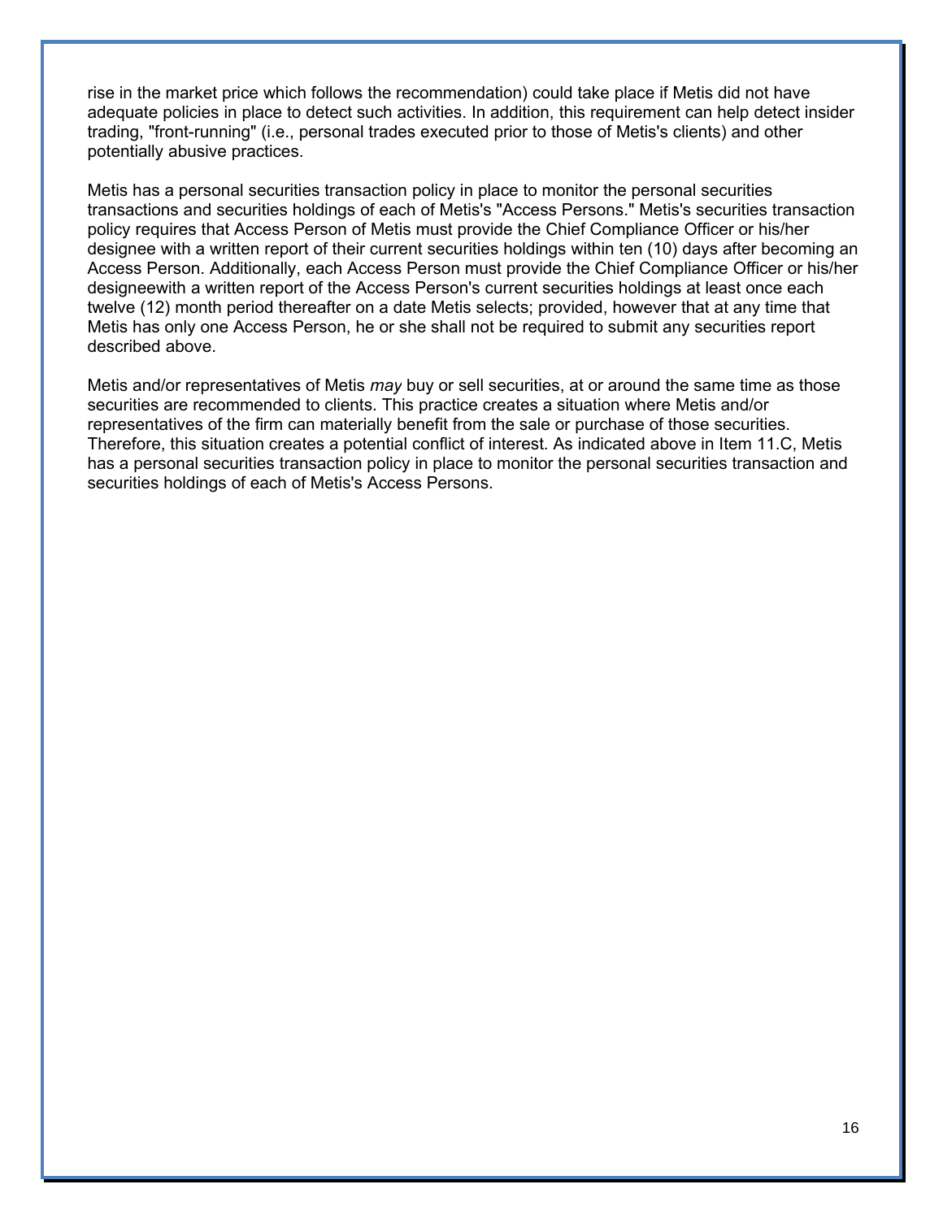rise in the market price which follows the recommendation) could take place if Metis did not have adequate policies in place to detect such activities. In addition, this requirement can help detect insider trading, "front-running" (i.e., personal trades executed prior to those of Metis's clients) and other potentially abusive practices.

Metis has a personal securities transaction policy in place to monitor the personal securities transactions and securities holdings of each of Metis's "Access Persons." Metis's securities transaction policy requires that Access Person of Metis must provide the Chief Compliance Officer or his/her designee with a written report of their current securities holdings within ten (10) days after becoming an Access Person. Additionally, each Access Person must provide the Chief Compliance Officer or his/her designeewith a written report of the Access Person's current securities holdings at least once each twelve (12) month period thereafter on a date Metis selects; provided, however that at any time that Metis has only one Access Person, he or she shall not be required to submit any securities report described above.

Metis and/or representatives of Metis *may* buy or sell securities, at or around the same time as those securities are recommended to clients. This practice creates a situation where Metis and/or representatives of the firm can materially benefit from the sale or purchase of those securities. Therefore, this situation creates a potential conflict of interest. As indicated above in Item 11.C, Metis has a personal securities transaction policy in place to monitor the personal securities transaction and securities holdings of each of Metis's Access Persons.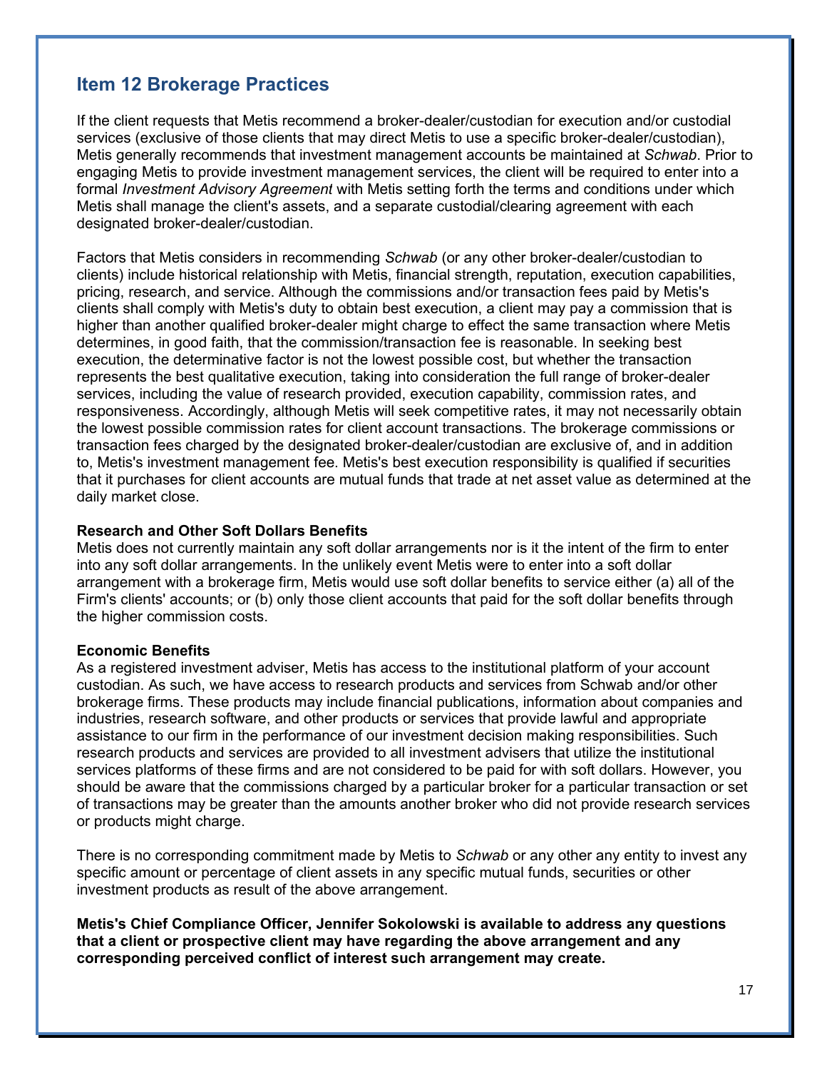## Item 12 Brokerage Practices

If the client requests that Metis recommend a broker-dealer/custodian for execution and/or custodial services (exclusive of those clients that may direct Metis to use a specific broker-dealer/custodian), Metis generally recommends that investment management accounts be maintained at *Schwab*. Prior to engaging Metis to provide investment management services, the client will be required to enter into a formal *Investment Advisory Agreement* with Metis setting forth the terms and conditions under which Metis shall manage the client's assets, and a separate custodial/clearing agreement with each designated broker-dealer/custodian.

Factors that Metis considers in recommending *Schwab* (or any other broker-dealer/custodian to clients) include historical relationship with Metis, financial strength, reputation, execution capabilities, pricing, research, and service. Although the commissions and/or transaction fees paid by Metis's clients shall comply with Metis's duty to obtain best execution, a client may pay a commission that is higher than another qualified broker-dealer might charge to effect the same transaction where Metis determines, in good faith, that the commission/transaction fee is reasonable. In seeking best execution, the determinative factor is not the lowest possible cost, but whether the transaction represents the best qualitative execution, taking into consideration the full range of broker-dealer services, including the value of research provided, execution capability, commission rates, and responsiveness. Accordingly, although Metis will seek competitive rates, it may not necessarily obtain the lowest possible commission rates for client account transactions. The brokerage commissions or transaction fees charged by the designated broker-dealer/custodian are exclusive of, and in addition to, Metis's investment management fee. Metis's best execution responsibility is qualified if securities that it purchases for client accounts are mutual funds that trade at net asset value as determined at the daily market close.

**Research and Other Soft Dollars Benefits**
Metis does not currently maintain any soft dollar arrangements nor is it the intent of the firm to enter into any soft dollar arrangements. In the unlikely event Metis were to enter into a soft dollar arrangement with a brokerage firm, Metis would use soft dollar benefits to service either (a) all of the Firm's clients' accounts; or (b) only those client accounts that paid for the soft dollar benefits through the higher commission costs.

**Economic Benefits**
As a registered investment adviser, Metis has access to the institutional platform of your account custodian. As such, we have access to research products and services from Schwab and/or other brokerage firms. These products may include financial publications, information about companies and industries, research software, and other products or services that provide lawful and appropriate assistance to our firm in the performance of our investment decision making responsibilities. Such research products and services are provided to all investment advisers that utilize the institutional services platforms of these firms and are not considered to be paid for with soft dollars. However, you should be aware that the commissions charged by a particular broker for a particular transaction or set of transactions may be greater than the amounts another broker who did not provide research services or products might charge.

There is no corresponding commitment made by Metis to *Schwab* or any other any entity to invest any specific amount or percentage of client assets in any specific mutual funds, securities or other investment products as result of the above arrangement.

**Metis's Chief Compliance Officer, Jennifer Sokolowski is available to address any questions that a client or prospective client may have regarding the above arrangement and any corresponding perceived conflict of interest such arrangement may create.**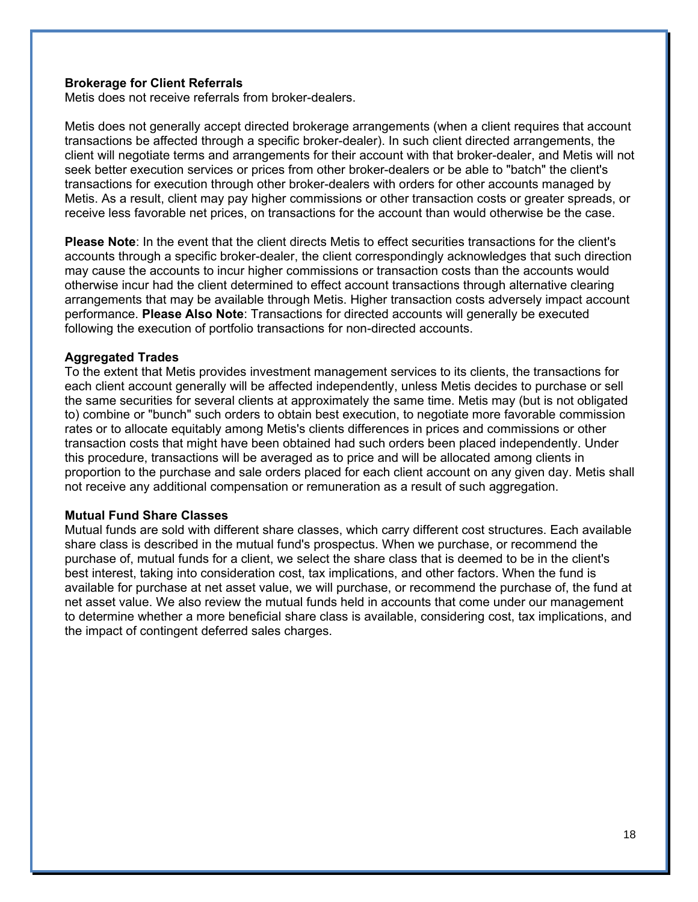**Brokerage for Client Referrals**

Metis does not receive referrals from broker-dealers.

Metis does not generally accept directed brokerage arrangements (when a client requires that account transactions be affected through a specific broker-dealer). In such client directed arrangements, the client will negotiate terms and arrangements for their account with that broker-dealer, and Metis will not seek better execution services or prices from other broker-dealers or be able to "batch" the client's transactions for execution through other broker-dealers with orders for other accounts managed by Metis. As a result, client may pay higher commissions or other transaction costs or greater spreads, or receive less favorable net prices, on transactions for the account than would otherwise be the case.

**Please Note**: In the event that the client directs Metis to effect securities transactions for the client's accounts through a specific broker-dealer, the client correspondingly acknowledges that such direction may cause the accounts to incur higher commissions or transaction costs than the accounts would otherwise incur had the client determined to effect account transactions through alternative clearing arrangements that may be available through Metis. Higher transaction costs adversely impact account performance. **Please Also Note**: Transactions for directed accounts will generally be executed following the execution of portfolio transactions for non-directed accounts.

**Aggregated Trades**

To the extent that Metis provides investment management services to its clients, the transactions for each client account generally will be affected independently, unless Metis decides to purchase or sell the same securities for several clients at approximately the same time. Metis may (but is not obligated to) combine or "bunch" such orders to obtain best execution, to negotiate more favorable commission rates or to allocate equitably among Metis's clients differences in prices and commissions or other transaction costs that might have been obtained had such orders been placed independently. Under this procedure, transactions will be averaged as to price and will be allocated among clients in proportion to the purchase and sale orders placed for each client account on any given day. Metis shall not receive any additional compensation or remuneration as a result of such aggregation.

**Mutual Fund Share Classes**

Mutual funds are sold with different share classes, which carry different cost structures. Each available share class is described in the mutual fund's prospectus. When we purchase, or recommend the purchase of, mutual funds for a client, we select the share class that is deemed to be in the client's best interest, taking into consideration cost, tax implications, and other factors. When the fund is available for purchase at net asset value, we will purchase, or recommend the purchase of, the fund at net asset value. We also review the mutual funds held in accounts that come under our management to determine whether a more beneficial share class is available, considering cost, tax implications, and the impact of contingent deferred sales charges.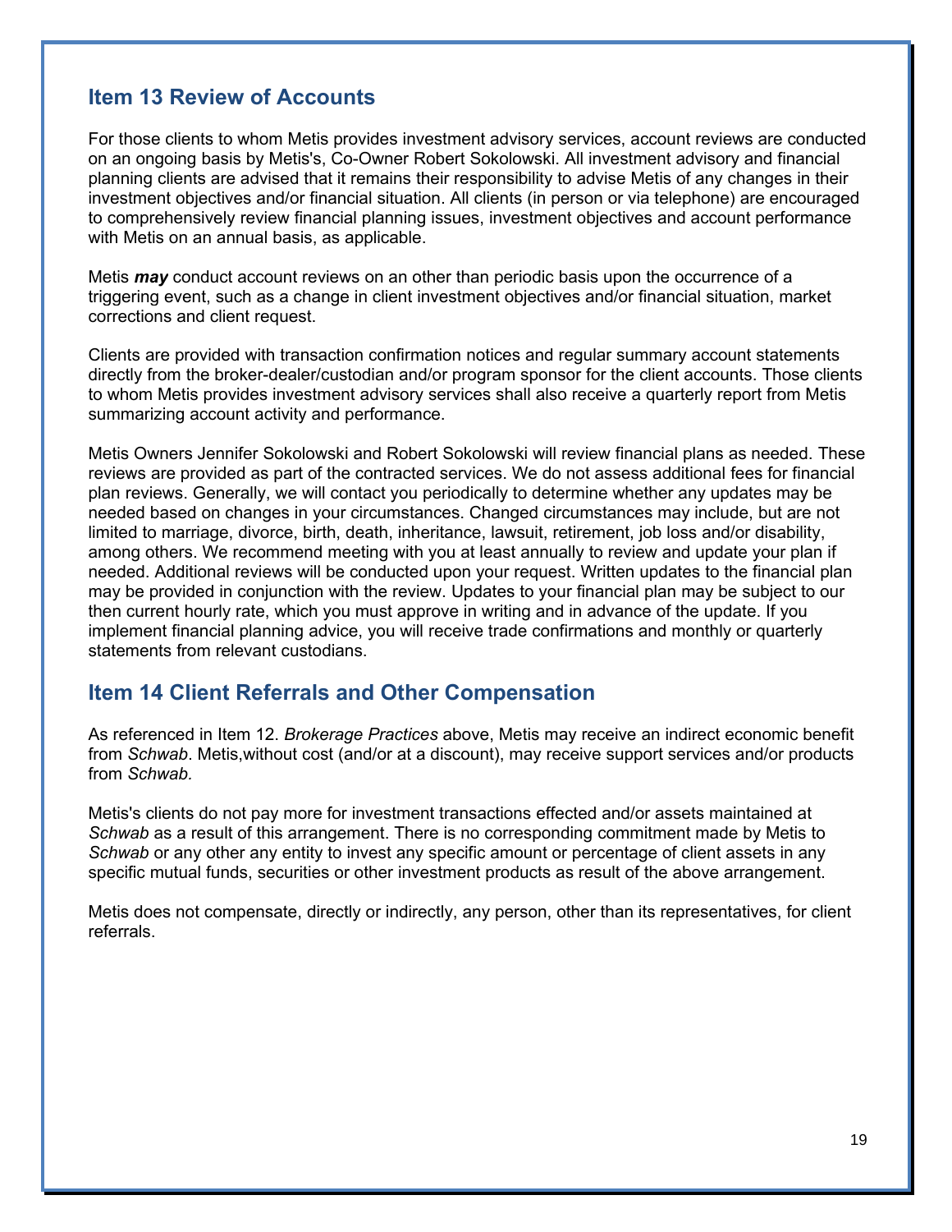## Item 13 Review of Accounts

For those clients to whom Metis provides investment advisory services, account reviews are conducted on an ongoing basis by Metis's, Co-Owner Robert Sokolowski. All investment advisory and financial planning clients are advised that it remains their responsibility to advise Metis of any changes in their investment objectives and/or financial situation. All clients (in person or via telephone) are encouraged to comprehensively review financial planning issues, investment objectives and account performance with Metis on an annual basis, as applicable.

Metis ***may*** conduct account reviews on an other than periodic basis upon the occurrence of a triggering event, such as a change in client investment objectives and/or financial situation, market corrections and client request.

Clients are provided with transaction confirmation notices and regular summary account statements directly from the broker-dealer/custodian and/or program sponsor for the client accounts. Those clients to whom Metis provides investment advisory services shall also receive a quarterly report from Metis summarizing account activity and performance.

Metis Owners Jennifer Sokolowski and Robert Sokolowski will review financial plans as needed. These reviews are provided as part of the contracted services. We do not assess additional fees for financial plan reviews. Generally, we will contact you periodically to determine whether any updates may be needed based on changes in your circumstances. Changed circumstances may include, but are not limited to marriage, divorce, birth, death, inheritance, lawsuit, retirement, job loss and/or disability, among others. We recommend meeting with you at least annually to review and update your plan if needed. Additional reviews will be conducted upon your request. Written updates to the financial plan may be provided in conjunction with the review. Updates to your financial plan may be subject to our then current hourly rate, which you must approve in writing and in advance of the update. If you implement financial planning advice, you will receive trade confirmations and monthly or quarterly statements from relevant custodians.

## Item 14 Client Referrals and Other Compensation

As referenced in Item 12. *Brokerage Practices* above, Metis may receive an indirect economic benefit from *Schwab*. Metis,without cost (and/or at a discount), may receive support services and/or products from *Schwab.*

Metis's clients do not pay more for investment transactions effected and/or assets maintained at *Schwab* as a result of this arrangement. There is no corresponding commitment made by Metis to *Schwab* or any other any entity to invest any specific amount or percentage of client assets in any specific mutual funds, securities or other investment products as result of the above arrangement.

Metis does not compensate, directly or indirectly, any person, other than its representatives, for client referrals.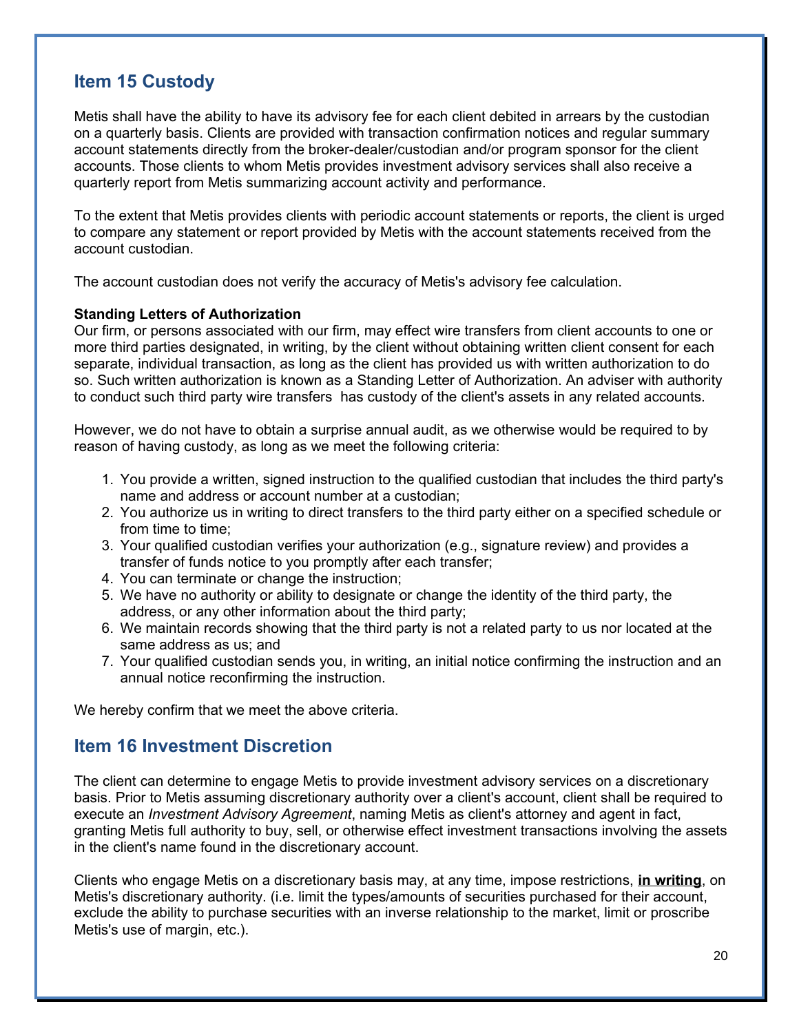## Item 15 Custody

Metis shall have the ability to have its advisory fee for each client debited in arrears by the custodian on a quarterly basis. Clients are provided with transaction confirmation notices and regular summary account statements directly from the broker-dealer/custodian and/or program sponsor for the client accounts. Those clients to whom Metis provides investment advisory services shall also receive a quarterly report from Metis summarizing account activity and performance.

To the extent that Metis provides clients with periodic account statements or reports, the client is urged to compare any statement or report provided by Metis with the account statements received from the account custodian.

The account custodian does not verify the accuracy of Metis's advisory fee calculation.

**Standing Letters of Authorization**
Our firm, or persons associated with our firm, may effect wire transfers from client accounts to one or more third parties designated, in writing, by the client without obtaining written client consent for each separate, individual transaction, as long as the client has provided us with written authorization to do so. Such written authorization is known as a Standing Letter of Authorization. An adviser with authority to conduct such third party wire transfers has custody of the client's assets in any related accounts.

However, we do not have to obtain a surprise annual audit, as we otherwise would be required to by reason of having custody, as long as we meet the following criteria:

1. You provide a written, signed instruction to the qualified custodian that includes the third party's name and address or account number at a custodian;
2. You authorize us in writing to direct transfers to the third party either on a specified schedule or from time to time;
3. Your qualified custodian verifies your authorization (e.g., signature review) and provides a transfer of funds notice to you promptly after each transfer;
4. You can terminate or change the instruction;
5. We have no authority or ability to designate or change the identity of the third party, the address, or any other information about the third party;
6. We maintain records showing that the third party is not a related party to us nor located at the same address as us; and
7. Your qualified custodian sends you, in writing, an initial notice confirming the instruction and an annual notice reconfirming the instruction.

We hereby confirm that we meet the above criteria.

## Item 16 Investment Discretion

The client can determine to engage Metis to provide investment advisory services on a discretionary basis. Prior to Metis assuming discretionary authority over a client's account, client shall be required to execute an *Investment Advisory Agreement*, naming Metis as client's attorney and agent in fact, granting Metis full authority to buy, sell, or otherwise effect investment transactions involving the assets in the client's name found in the discretionary account.

Clients who engage Metis on a discretionary basis may, at any time, impose restrictions, **in writing**, on Metis's discretionary authority. (i.e. limit the types/amounts of securities purchased for their account, exclude the ability to purchase securities with an inverse relationship to the market, limit or proscribe Metis's use of margin, etc.).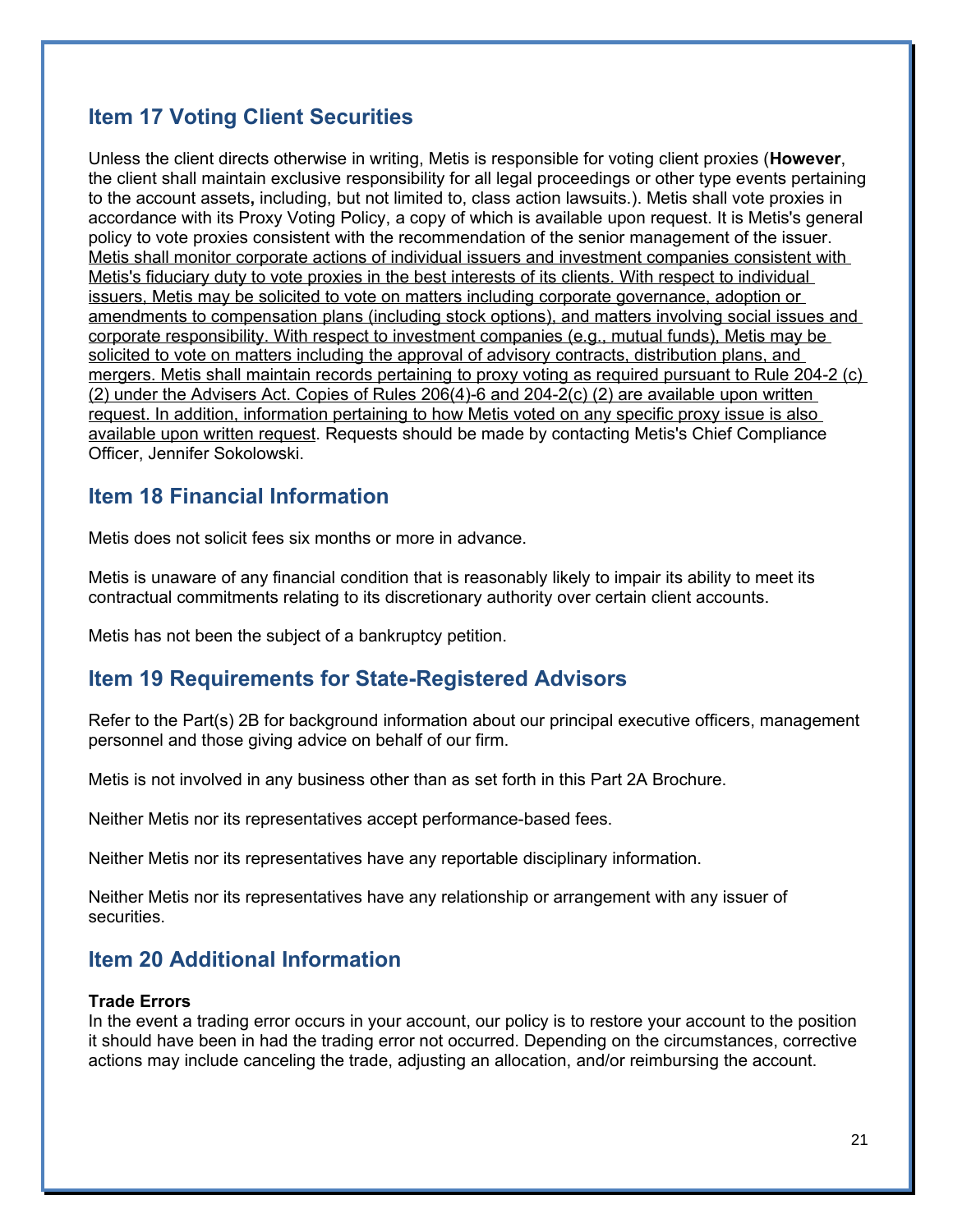## Item 17 Voting Client Securities

Unless the client directs otherwise in writing, Metis is responsible for voting client proxies (**However**, the client shall maintain exclusive responsibility for all legal proceedings or other type events pertaining to the account assets**,** including, but not limited to, class action lawsuits.). Metis shall vote proxies in accordance with its Proxy Voting Policy, a copy of which is available upon request. It is Metis's general policy to vote proxies consistent with the recommendation of the senior management of the issuer. <u>Metis shall monitor corporate actions of individual issuers and investment companies consistent with Metis's fiduciary duty to vote proxies in the best interests of its clients. With respect to individual issuers, Metis may be solicited to vote on matters including corporate governance, adoption or amendments to compensation plans (including stock options), and matters involving social issues and corporate responsibility. With respect to investment companies (e.g., mutual funds), Metis may be solicited to vote on matters including the approval of advisory contracts, distribution plans, and mergers. Metis shall maintain records pertaining to proxy voting as required pursuant to Rule 204-2 (c) (2) under the Advisers Act. Copies of Rules 206(4)-6 and 204-2(c) (2) are available upon written request. In addition, information pertaining to how Metis voted on any specific proxy issue is also available upon written request</u>. Requests should be made by contacting Metis's Chief Compliance Officer, Jennifer Sokolowski.

## Item 18 Financial Information

Metis does not solicit fees six months or more in advance.

Metis is unaware of any financial condition that is reasonably likely to impair its ability to meet its contractual commitments relating to its discretionary authority over certain client accounts.

Metis has not been the subject of a bankruptcy petition.

## Item 19 Requirements for State-Registered Advisors

Refer to the Part(s) 2B for background information about our principal executive officers, management personnel and those giving advice on behalf of our firm.

Metis is not involved in any business other than as set forth in this Part 2A Brochure.

Neither Metis nor its representatives accept performance-based fees.

Neither Metis nor its representatives have any reportable disciplinary information.

Neither Metis nor its representatives have any relationship or arrangement with any issuer of securities.

## Item 20 Additional Information

**Trade Errors**

In the event a trading error occurs in your account, our policy is to restore your account to the position it should have been in had the trading error not occurred. Depending on the circumstances, corrective actions may include canceling the trade, adjusting an allocation, and/or reimbursing the account.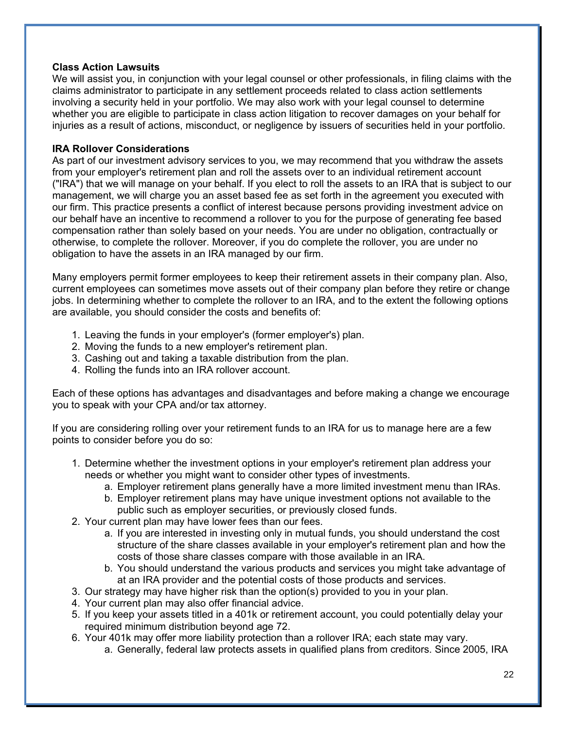**Class Action Lawsuits**
We will assist you, in conjunction with your legal counsel or other professionals, in filing claims with the claims administrator to participate in any settlement proceeds related to class action settlements involving a security held in your portfolio. We may also work with your legal counsel to determine whether you are eligible to participate in class action litigation to recover damages on your behalf for injuries as a result of actions, misconduct, or negligence by issuers of securities held in your portfolio.

**IRA Rollover Considerations**
As part of our investment advisory services to you, we may recommend that you withdraw the assets from your employer's retirement plan and roll the assets over to an individual retirement account ("IRA") that we will manage on your behalf. If you elect to roll the assets to an IRA that is subject to our management, we will charge you an asset based fee as set forth in the agreement you executed with our firm. This practice presents a conflict of interest because persons providing investment advice on our behalf have an incentive to recommend a rollover to you for the purpose of generating fee based compensation rather than solely based on your needs. You are under no obligation, contractually or otherwise, to complete the rollover. Moreover, if you do complete the rollover, you are under no obligation to have the assets in an IRA managed by our firm.

Many employers permit former employees to keep their retirement assets in their company plan. Also, current employees can sometimes move assets out of their company plan before they retire or change jobs. In determining whether to complete the rollover to an IRA, and to the extent the following options are available, you should consider the costs and benefits of:

1. Leaving the funds in your employer's (former employer's) plan.
2. Moving the funds to a new employer's retirement plan.
3. Cashing out and taking a taxable distribution from the plan.
4. Rolling the funds into an IRA rollover account.

Each of these options has advantages and disadvantages and before making a change we encourage you to speak with your CPA and/or tax attorney.

If you are considering rolling over your retirement funds to an IRA for us to manage here are a few points to consider before you do so:

1. Determine whether the investment options in your employer's retirement plan address your needs or whether you might want to consider other types of investments.
   a. Employer retirement plans generally have a more limited investment menu than IRAs.
   b. Employer retirement plans may have unique investment options not available to the public such as employer securities, or previously closed funds.
2. Your current plan may have lower fees than our fees.
   a. If you are interested in investing only in mutual funds, you should understand the cost structure of the share classes available in your employer's retirement plan and how the costs of those share classes compare with those available in an IRA.
   b. You should understand the various products and services you might take advantage of at an IRA provider and the potential costs of those products and services.
3. Our strategy may have higher risk than the option(s) provided to you in your plan.
4. Your current plan may also offer financial advice.
5. If you keep your assets titled in a 401k or retirement account, you could potentially delay your required minimum distribution beyond age 72.
6. Your 401k may offer more liability protection than a rollover IRA; each state may vary.
   a. Generally, federal law protects assets in qualified plans from creditors. Since 2005, IRA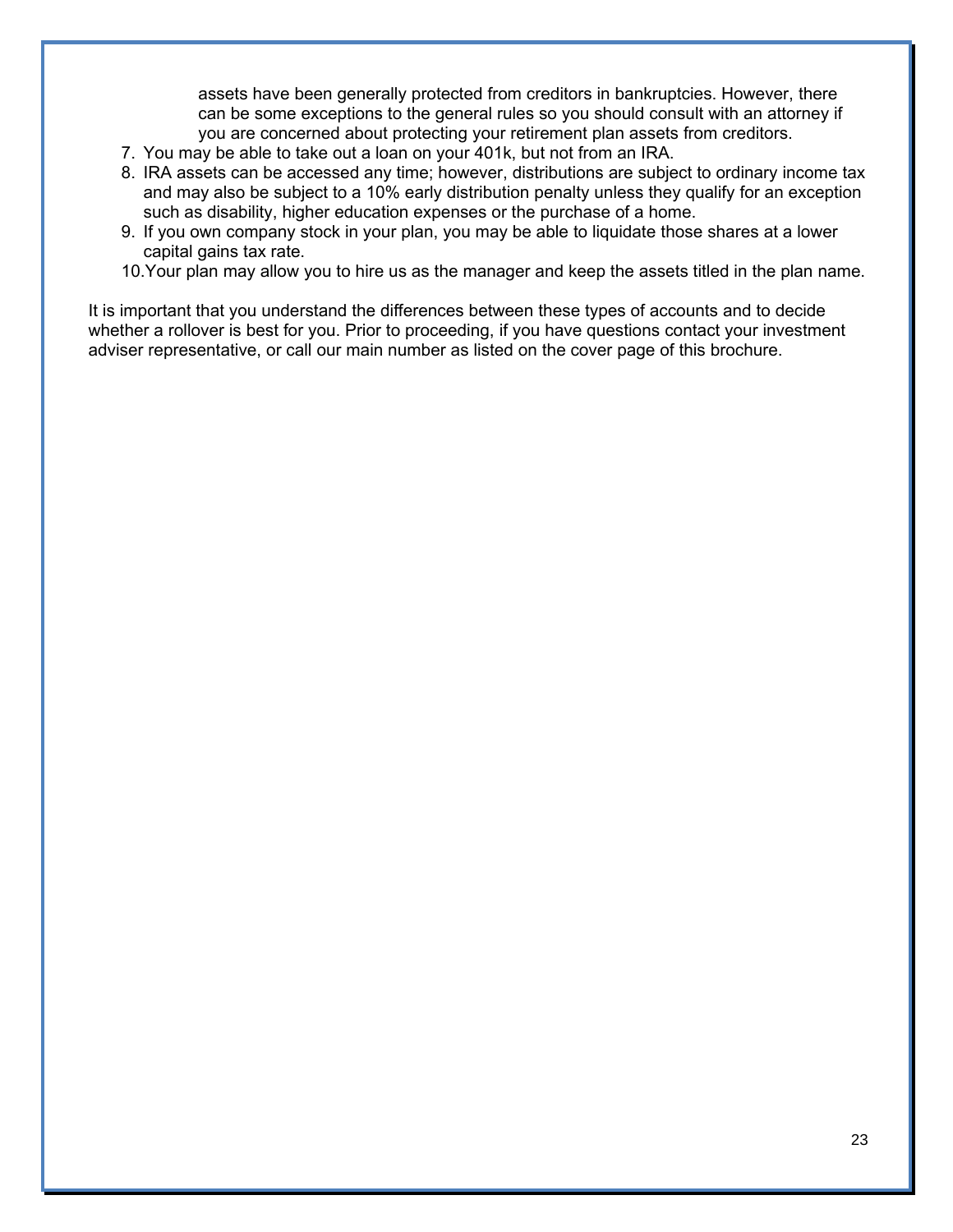assets have been generally protected from creditors in bankruptcies. However, there can be some exceptions to the general rules so you should consult with an attorney if you are concerned about protecting your retirement plan assets from creditors.

7. You may be able to take out a loan on your 401k, but not from an IRA.
8. IRA assets can be accessed any time; however, distributions are subject to ordinary income tax and may also be subject to a 10% early distribution penalty unless they qualify for an exception such as disability, higher education expenses or the purchase of a home.
9. If you own company stock in your plan, you may be able to liquidate those shares at a lower capital gains tax rate.
10. Your plan may allow you to hire us as the manager and keep the assets titled in the plan name.

It is important that you understand the differences between these types of accounts and to decide whether a rollover is best for you. Prior to proceeding, if you have questions contact your investment adviser representative, or call our main number as listed on the cover page of this brochure.